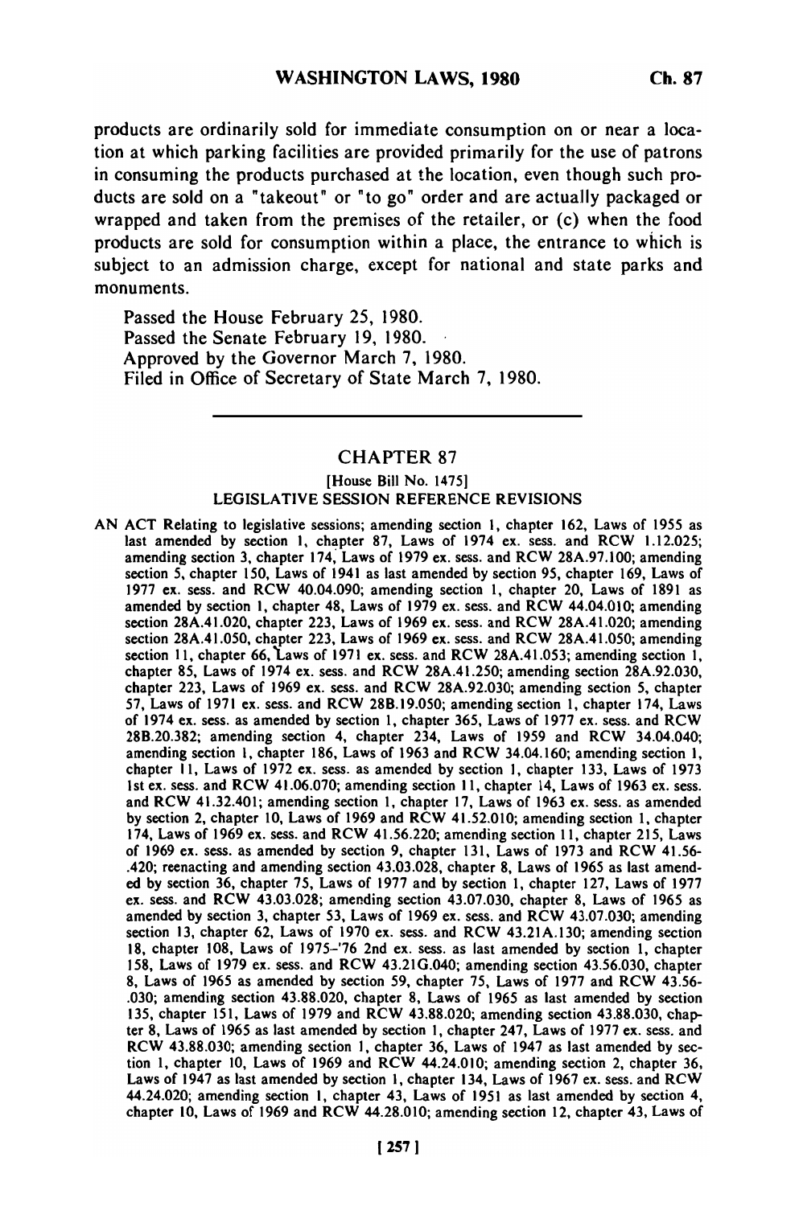products are ordinarily sold for immediate consumption on or near a location at which parking facilities are provided primarily for the use of patrons in consuming the products purchased at the location, even though such products are sold on a "takeout" or "to go" order and are actually packaged or wrapped and taken from the premises of the retailer, or (c) when the food products are sold for consumption within a place, the entrance to which is subject to an admission charge, except for national and state parks and monuments.

Passed the House February 25, 1980.
Passed the Senate February 19, 1980.
Approved by the Governor March 7, 1980.
Filed in Office of Secretary of State March 7, 1980.

---

## CHAPTER 87

[House Bill No. 1475]

LEGISLATIVE SESSION REFERENCE REVISIONS

AN ACT Relating to legislative sessions; amending section 1, chapter 162, Laws of 1955 as last amended by section 1, chapter 87, Laws of 1974 ex. sess. and RCW 1.12.025; amending section 3, chapter 174, Laws of 1979 ex. sess. and RCW 28A.97.100; amending section 5, chapter 150, Laws of 1941 as last amended by section 95, chapter 169, Laws of 1977 ex. sess. and RCW 40.04.090; amending section 1, chapter 20, Laws of 1891 as amended by section 1, chapter 48, Laws of 1979 ex. sess. and RCW 44.04.010; amending section 28A.41.020, chapter 223, Laws of 1969 ex. sess. and RCW 28A.41.020; amending section 28A.41.050, chapter 223, Laws of 1969 ex. sess. and RCW 28A.41.050; amending section 11, chapter 66, Laws of 1971 ex. sess. and RCW 28A.41.053; amending section 1, chapter 85, Laws of 1974 ex. sess. and RCW 28A.41.250; amending section 28A.92.030, chapter 223, Laws of 1969 ex. sess. and RCW 28A.92.030; amending section 5, chapter 57, Laws of 1971 ex. sess. and RCW 28B.19.050; amending section 1, chapter 174, Laws of 1974 ex. sess. as amended by section 1, chapter 365, Laws of 1977 ex. sess. and RCW 28B.20.382; amending section 4, chapter 234, Laws of 1959 and RCW 34.04.040; amending section 1, chapter 186, Laws of 1963 and RCW 34.04.160; amending section 1, chapter 11, Laws of 1972 ex. sess. as amended by section 1, chapter 133, Laws of 1973 1st ex. sess. and RCW 41.06.070; amending section 11, chapter 14, Laws of 1963 ex. sess. and RCW 41.32.401; amending section 1, chapter 17, Laws of 1963 ex. sess. as amended by section 2, chapter 10, Laws of 1969 and RCW 41.52.010; amending section 1, chapter 174, Laws of 1969 ex. sess. and RCW 41.56.220; amending section 11, chapter 215, Laws of 1969 ex. sess. as amended by section 9, chapter 131, Laws of 1973 and RCW 41.56.420; reenacting and amending section 43.03.028, chapter 8, Laws of 1965 as last amended by section 36, chapter 75, Laws of 1977 and by section 1, chapter 127, Laws of 1977 ex. sess. and RCW 43.03.028; amending section 43.07.030, chapter 8, Laws of 1965 as amended by section 3, chapter 53, Laws of 1969 ex. sess. and RCW 43.07.030; amending section 13, chapter 62, Laws of 1970 ex. sess. and RCW 43.21A.130; amending section 18, chapter 108, Laws of 1975–'76 2nd ex. sess. as last amended by section 1, chapter 158, Laws of 1979 ex. sess. and RCW 43.21G.040; amending section 43.56.030, chapter 8, Laws of 1965 as amended by section 59, chapter 75, Laws of 1977 and RCW 43.56.030; amending section 43.88.020, chapter 8, Laws of 1965 as last amended by section 135, chapter 151, Laws of 1979 and RCW 43.88.020; amending section 43.88.030, chapter 8, Laws of 1965 as last amended by section 1, chapter 247, Laws of 1977 ex. sess. and RCW 43.88.030; amending section 1, chapter 36, Laws of 1947 as last amended by section 1, chapter 10, Laws of 1969 and RCW 44.24.010; amending section 2, chapter 36, Laws of 1947 as last amended by section 1, chapter 134, Laws of 1967 ex. sess. and RCW 44.24.020; amending section 1, chapter 43, Laws of 1951 as last amended by section 4, chapter 10, Laws of 1969 and RCW 44.28.010; amending section 12, chapter 43, Laws of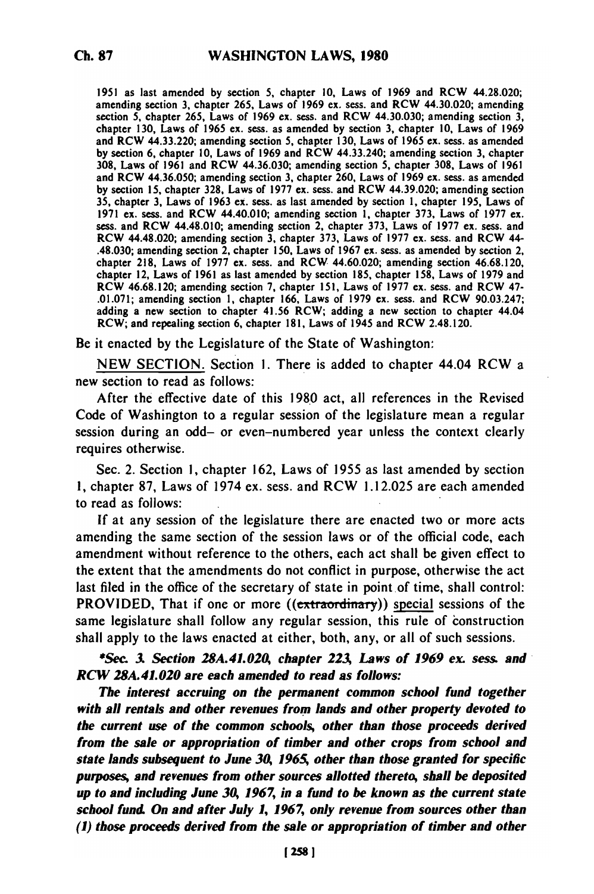1951 as last amended by section 5, chapter 10, Laws of 1969 and RCW 44.28.020; amending section 3, chapter 265, Laws of 1969 ex. sess. and RCW 44.30.020; amending section 5, chapter 265, Laws of 1969 ex. sess. and RCW 44.30.030; amending section 3, chapter 130, Laws of 1965 ex. sess. as amended by section 3, chapter 10, Laws of 1969 and RCW 44.33.220; amending section 5, chapter 130, Laws of 1965 ex. sess. as amended by section 6, chapter 10, Laws of 1969 and RCW 44.33.240; amending section 3, chapter 308, Laws of 1961 and RCW 44.36.030; amending section 5, chapter 308, Laws of 1961 and RCW 44.36.050; amending section 3, chapter 260, Laws of 1969 ex. sess. as amended by section 15, chapter 328, Laws of 1977 ex. sess. and RCW 44.39.020; amending section 35, chapter 3, Laws of 1963 ex. sess. as last amended by section 1, chapter 195, Laws of 1971 ex. sess. and RCW 44.40.010; amending section 1, chapter 373, Laws of 1977 ex. sess. and RCW 44.48.010; amending section 2, chapter 373, Laws of 1977 ex. sess. and RCW 44.48.020; amending section 3, chapter 373, Laws of 1977 ex. sess. and RCW 44-.48.030; amending section 2, chapter 150, Laws of 1967 ex. sess. as amended by section 2, chapter 218, Laws of 1977 ex. sess. and RCW 44.60.020; amending section 46.68.120, chapter 12, Laws of 1961 as last amended by section 185, chapter 158, Laws of 1979 and RCW 46.68.120; amending section 7, chapter 151, Laws of 1977 ex. sess. and RCW 47-.01.071; amending section 1, chapter 166, Laws of 1979 ex. sess. and RCW 90.03.247; adding a new section to chapter 41.56 RCW; adding a new section to chapter 44.04 RCW; and repealing section 6, chapter 181, Laws of 1945 and RCW 2.48.120.

Be it enacted by the Legislature of the State of Washington:

NEW SECTION. Section 1. There is added to chapter 44.04 RCW a new section to read as follows:

After the effective date of this 1980 act, all references in the Revised Code of Washington to a regular session of the legislature mean a regular session during an odd– or even–numbered year unless the context clearly requires otherwise.

Sec. 2. Section 1, chapter 162, Laws of 1955 as last amended by section 1, chapter 87, Laws of 1974 ex. sess. and RCW 1.12.025 are each amended to read as follows:

If at any session of the legislature there are enacted two or more acts amending the same section of the session laws or of the official code, each amendment without reference to the others, each act shall be given effect to the extent that the amendments do not conflict in purpose, otherwise the act last filed in the office of the secretary of state in point of time, shall control: PROVIDED, That if one or more ((~~extraordinary~~)) <u>special</u> sessions of the same legislature shall follow any regular session, this rule of construction shall apply to the laws enacted at either, both, any, or all of such sessions.

***Sec. 3. Section 28A.41.020, chapter 223, Laws of 1969 ex. sess. and RCW 28A.41.020 are each amended to read as follows:***

***The interest accruing on the permanent common school fund together with all rentals and other revenues from lands and other property devoted to the current use of the common schools, other than those proceeds derived from the sale or appropriation of timber and other crops from school and state lands subsequent to June 30, 1965, other than those granted for specific purposes, and revenues from other sources allotted thereto, shall be deposited up to and including June 30, 1967, in a fund to be known as the current state school fund. On and after July 1, 1967, only revenue from sources other than (1) those proceeds derived from the sale or appropriation of timber and other***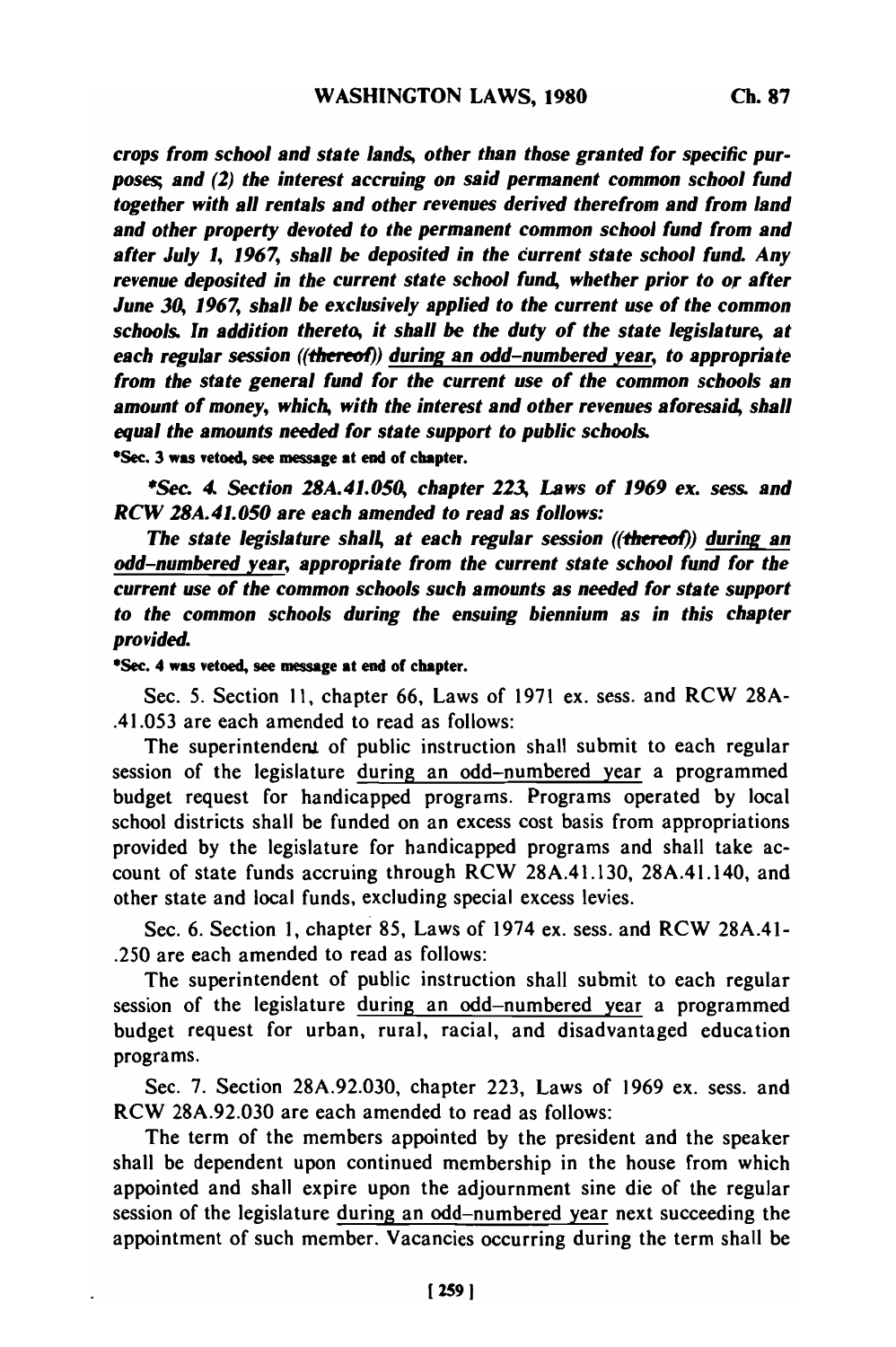*crops from school and state lands, other than those granted for specific purposes; and (2) the interest accruing on said permanent common school fund together with all rentals and other revenues derived therefrom and from land and other property devoted to the permanent common school fund from and after July 1, 1967, shall be deposited in the current state school fund. Any revenue deposited in the current state school fund, whether prior to or after June 30, 1967, shall be exclusively applied to the current use of the common schools. In addition thereto, it shall be the duty of the state legislature, at each regular session ((~~thereof~~)) during an odd-numbered year, to appropriate from the state general fund for the current use of the common schools an amount of money, which, with the interest and other revenues aforesaid, shall equal the amounts needed for state support to public schools.*

*Sec. 3 was vetoed, see message at end of chapter.

*\*Sec. 4. Section 28A.41.050, chapter 223, Laws of 1969 ex. sess. and RCW 28A.41.050 are each amended to read as follows:*

*The state legislature shall, at each regular session ((~~thereof~~)) during an odd-numbered year, appropriate from the current state school fund for the current use of the common schools such amounts as needed for state support to the common schools during the ensuing biennium as in this chapter provided.*

*Sec. 4 was vetoed, see message at end of chapter.

Sec. 5. Section 11, chapter 66, Laws of 1971 ex. sess. and RCW 28A-.41.053 are each amended to read as follows:

The superintendent of public instruction shall submit to each regular session of the legislature during an odd-numbered year a programmed budget request for handicapped programs. Programs operated by local school districts shall be funded on an excess cost basis from appropriations provided by the legislature for handicapped programs and shall take account of state funds accruing through RCW 28A.41.130, 28A.41.140, and other state and local funds, excluding special excess levies.

Sec. 6. Section 1, chapter 85, Laws of 1974 ex. sess. and RCW 28A.41-.250 are each amended to read as follows:

The superintendent of public instruction shall submit to each regular session of the legislature during an odd-numbered year a programmed budget request for urban, rural, racial, and disadvantaged education programs.

Sec. 7. Section 28A.92.030, chapter 223, Laws of 1969 ex. sess. and RCW 28A.92.030 are each amended to read as follows:

The term of the members appointed by the president and the speaker shall be dependent upon continued membership in the house from which appointed and shall expire upon the adjournment sine die of the regular session of the legislature during an odd-numbered year next succeeding the appointment of such member. Vacancies occurring during the term shall be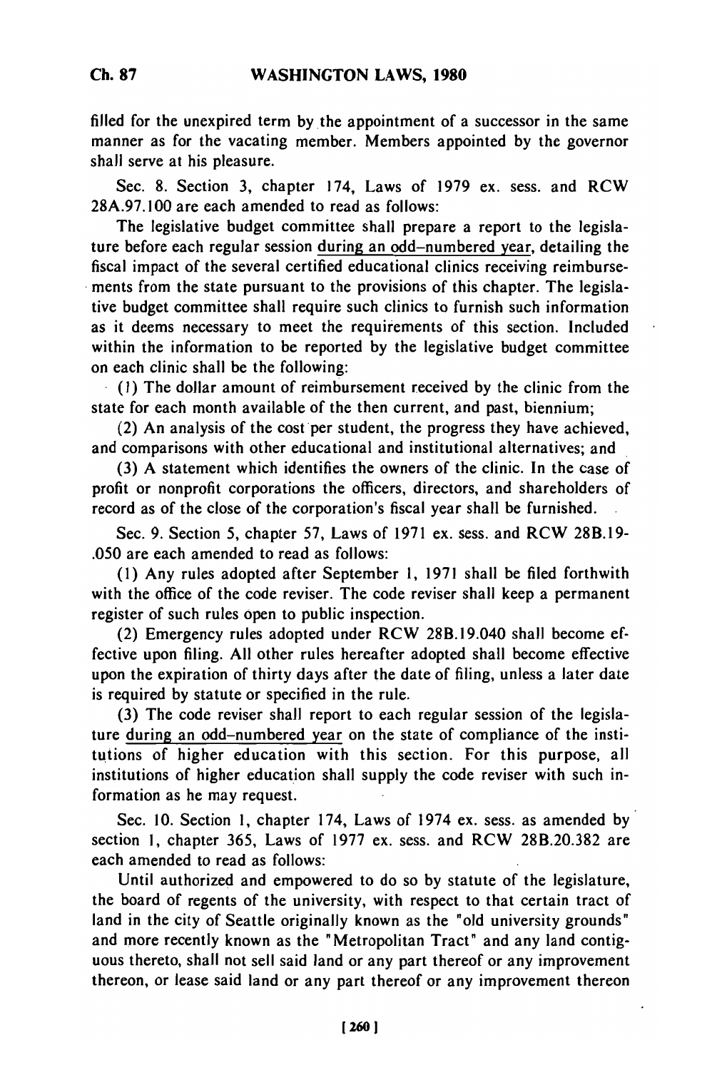filled for the unexpired term by the appointment of a successor in the same manner as for the vacating member. Members appointed by the governor shall serve at his pleasure.

Sec. 8. Section 3, chapter 174, Laws of 1979 ex. sess. and RCW 28A.97.100 are each amended to read as follows:

The legislative budget committee shall prepare a report to the legislature before each regular session during an odd-numbered year, detailing the fiscal impact of the several certified educational clinics receiving reimbursements from the state pursuant to the provisions of this chapter. The legislative budget committee shall require such clinics to furnish such information as it deems necessary to meet the requirements of this section. Included within the information to be reported by the legislative budget committee on each clinic shall be the following:

(1) The dollar amount of reimbursement received by the clinic from the state for each month available of the then current, and past, biennium;

(2) An analysis of the cost per student, the progress they have achieved, and comparisons with other educational and institutional alternatives; and

(3) A statement which identifies the owners of the clinic. In the case of profit or nonprofit corporations the officers, directors, and shareholders of record as of the close of the corporation's fiscal year shall be furnished.

Sec. 9. Section 5, chapter 57, Laws of 1971 ex. sess. and RCW 28B.19-.050 are each amended to read as follows:

(1) Any rules adopted after September 1, 1971 shall be filed forthwith with the office of the code reviser. The code reviser shall keep a permanent register of such rules open to public inspection.

(2) Emergency rules adopted under RCW 28B.19.040 shall become effective upon filing. All other rules hereafter adopted shall become effective upon the expiration of thirty days after the date of filing, unless a later date is required by statute or specified in the rule.

(3) The code reviser shall report to each regular session of the legislature during an odd-numbered year on the state of compliance of the institutions of higher education with this section. For this purpose, all institutions of higher education shall supply the code reviser with such information as he may request.

Sec. 10. Section 1, chapter 174, Laws of 1974 ex. sess. as amended by section 1, chapter 365, Laws of 1977 ex. sess. and RCW 28B.20.382 are each amended to read as follows:

Until authorized and empowered to do so by statute of the legislature, the board of regents of the university, with respect to that certain tract of land in the city of Seattle originally known as the "old university grounds" and more recently known as the "Metropolitan Tract" and any land contiguous thereto, shall not sell said land or any part thereof or any improvement thereon, or lease said land or any part thereof or any improvement thereon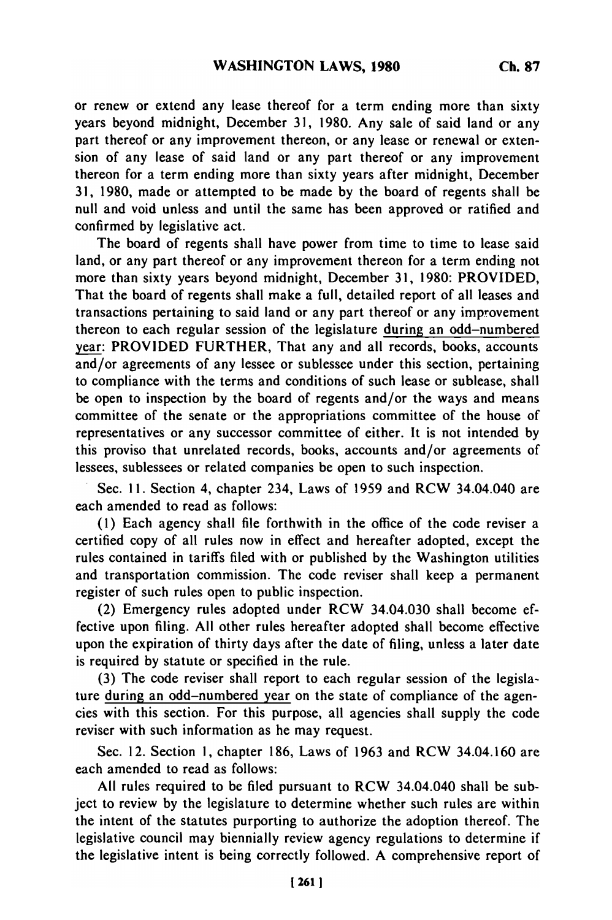or renew or extend any lease thereof for a term ending more than sixty years beyond midnight, December 31, 1980. Any sale of said land or any part thereof or any improvement thereon, or any lease or renewal or extension of any lease of said land or any part thereof or any improvement thereon for a term ending more than sixty years after midnight, December 31, 1980, made or attempted to be made by the board of regents shall be null and void unless and until the same has been approved or ratified and confirmed by legislative act.

The board of regents shall have power from time to time to lease said land, or any part thereof or any improvement thereon for a term ending not more than sixty years beyond midnight, December 31, 1980: PROVIDED, That the board of regents shall make a full, detailed report of all leases and transactions pertaining to said land or any part thereof or any improvement thereon to each regular session of the legislature <u>during an odd-numbered year</u>: PROVIDED FURTHER, That any and all records, books, accounts and/or agreements of any lessee or sublessee under this section, pertaining to compliance with the terms and conditions of such lease or sublease, shall be open to inspection by the board of regents and/or the ways and means committee of the senate or the appropriations committee of the house of representatives or any successor committee of either. It is not intended by this proviso that unrelated records, books, accounts and/or agreements of lessees, sublessees or related companies be open to such inspection.

Sec. 11. Section 4, chapter 234, Laws of 1959 and RCW 34.04.040 are each amended to read as follows:

(1) Each agency shall file forthwith in the office of the code reviser a certified copy of all rules now in effect and hereafter adopted, except the rules contained in tariffs filed with or published by the Washington utilities and transportation commission. The code reviser shall keep a permanent register of such rules open to public inspection.

(2) Emergency rules adopted under RCW 34.04.030 shall become effective upon filing. All other rules hereafter adopted shall become effective upon the expiration of thirty days after the date of filing, unless a later date is required by statute or specified in the rule.

(3) The code reviser shall report to each regular session of the legislature <u>during an odd-numbered year</u> on the state of compliance of the agencies with this section. For this purpose, all agencies shall supply the code reviser with such information as he may request.

Sec. 12. Section 1, chapter 186, Laws of 1963 and RCW 34.04.160 are each amended to read as follows:

All rules required to be filed pursuant to RCW 34.04.040 shall be subject to review by the legislature to determine whether such rules are within the intent of the statutes purporting to authorize the adoption thereof. The legislative council may biennially review agency regulations to determine if the legislative intent is being correctly followed. A comprehensive report of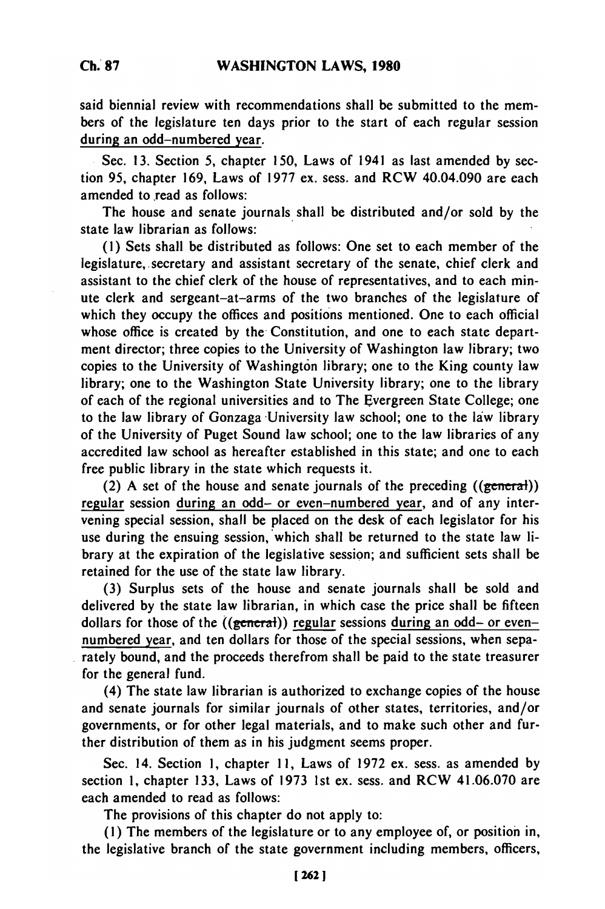said biennial review with recommendations shall be submitted to the members of the legislature ten days prior to the start of each regular session during an odd-numbered year.

Sec. 13. Section 5, chapter 150, Laws of 1941 as last amended by section 95, chapter 169, Laws of 1977 ex. sess. and RCW 40.04.090 are each amended to read as follows:

The house and senate journals shall be distributed and/or sold by the state law librarian as follows:

(1) Sets shall be distributed as follows: One set to each member of the legislature, secretary and assistant secretary of the senate, chief clerk and assistant to the chief clerk of the house of representatives, and to each minute clerk and sergeant-at-arms of the two branches of the legislature of which they occupy the offices and positions mentioned. One to each official whose office is created by the Constitution, and one to each state department director; three copies to the University of Washington law library; two copies to the University of Washington library; one to the King county law library; one to the Washington State University library; one to the library of each of the regional universities and to The Evergreen State College; one to the law library of Gonzaga University law school; one to the law library of the University of Puget Sound law school; one to the law libraries of any accredited law school as hereafter established in this state; and one to each free public library in the state which requests it.

(2) A set of the house and senate journals of the preceding ((~~general~~)) regular session during an odd- or even-numbered year, and of any intervening special session, shall be placed on the desk of each legislator for his use during the ensuing session, which shall be returned to the state law library at the expiration of the legislative session; and sufficient sets shall be retained for the use of the state law library.

(3) Surplus sets of the house and senate journals shall be sold and delivered by the state law librarian, in which case the price shall be fifteen dollars for those of the ((~~general~~)) regular sessions during an odd- or even-numbered year, and ten dollars for those of the special sessions, when separately bound, and the proceeds therefrom shall be paid to the state treasurer for the general fund.

(4) The state law librarian is authorized to exchange copies of the house and senate journals for similar journals of other states, territories, and/or governments, or for other legal materials, and to make such other and further distribution of them as in his judgment seems proper.

Sec. 14. Section 1, chapter 11, Laws of 1972 ex. sess. as amended by section 1, chapter 133, Laws of 1973 1st ex. sess. and RCW 41.06.070 are each amended to read as follows:

The provisions of this chapter do not apply to:

(1) The members of the legislature or to any employee of, or position in, the legislative branch of the state government including members, officers,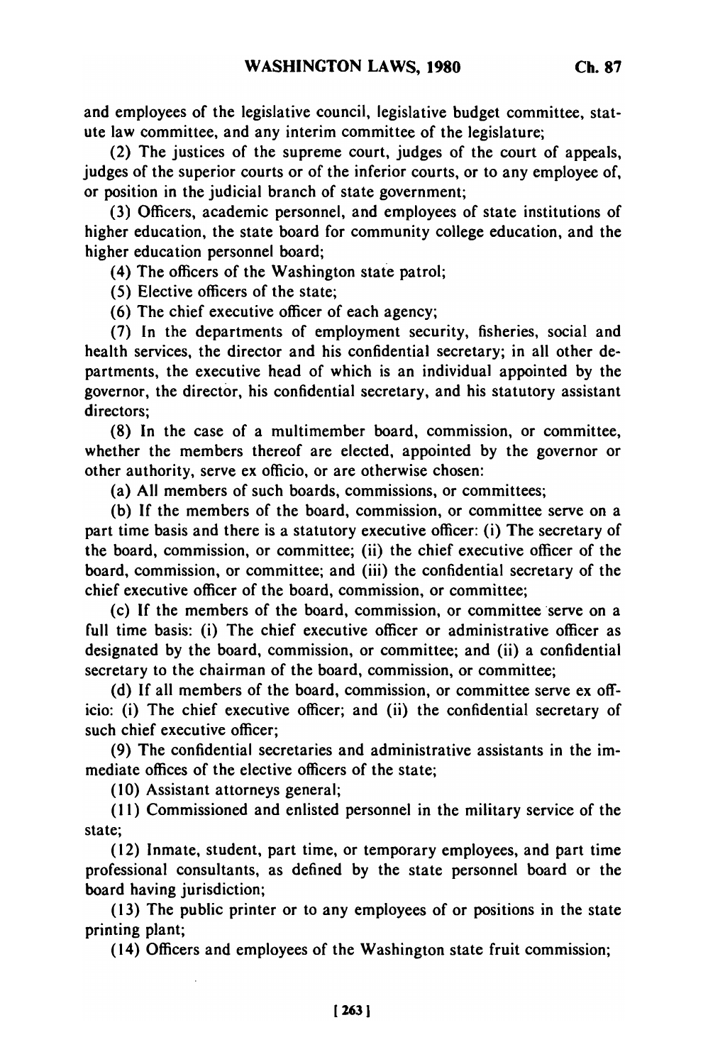and employees of the legislative council, legislative budget committee, statute law committee, and any interim committee of the legislature;

(2) The justices of the supreme court, judges of the court of appeals, judges of the superior courts or of the inferior courts, or to any employee of, or position in the judicial branch of state government;

(3) Officers, academic personnel, and employees of state institutions of higher education, the state board for community college education, and the higher education personnel board;

(4) The officers of the Washington state patrol;

(5) Elective officers of the state;

(6) The chief executive officer of each agency;

(7) In the departments of employment security, fisheries, social and health services, the director and his confidential secretary; in all other departments, the executive head of which is an individual appointed by the governor, the director, his confidential secretary, and his statutory assistant directors;

(8) In the case of a multimember board, commission, or committee, whether the members thereof are elected, appointed by the governor or other authority, serve ex officio, or are otherwise chosen:

(a) All members of such boards, commissions, or committees;

(b) If the members of the board, commission, or committee serve on a part time basis and there is a statutory executive officer: (i) The secretary of the board, commission, or committee; (ii) the chief executive officer of the board, commission, or committee; and (iii) the confidential secretary of the chief executive officer of the board, commission, or committee;

(c) If the members of the board, commission, or committee serve on a full time basis: (i) The chief executive officer or administrative officer as designated by the board, commission, or committee; and (ii) a confidential secretary to the chairman of the board, commission, or committee;

(d) If all members of the board, commission, or committee serve ex officio: (i) The chief executive officer; and (ii) the confidential secretary of such chief executive officer;

(9) The confidential secretaries and administrative assistants in the immediate offices of the elective officers of the state;

(10) Assistant attorneys general;

(11) Commissioned and enlisted personnel in the military service of the state;

(12) Inmate, student, part time, or temporary employees, and part time professional consultants, as defined by the state personnel board or the board having jurisdiction;

(13) The public printer or to any employees of or positions in the state printing plant;

(14) Officers and employees of the Washington state fruit commission;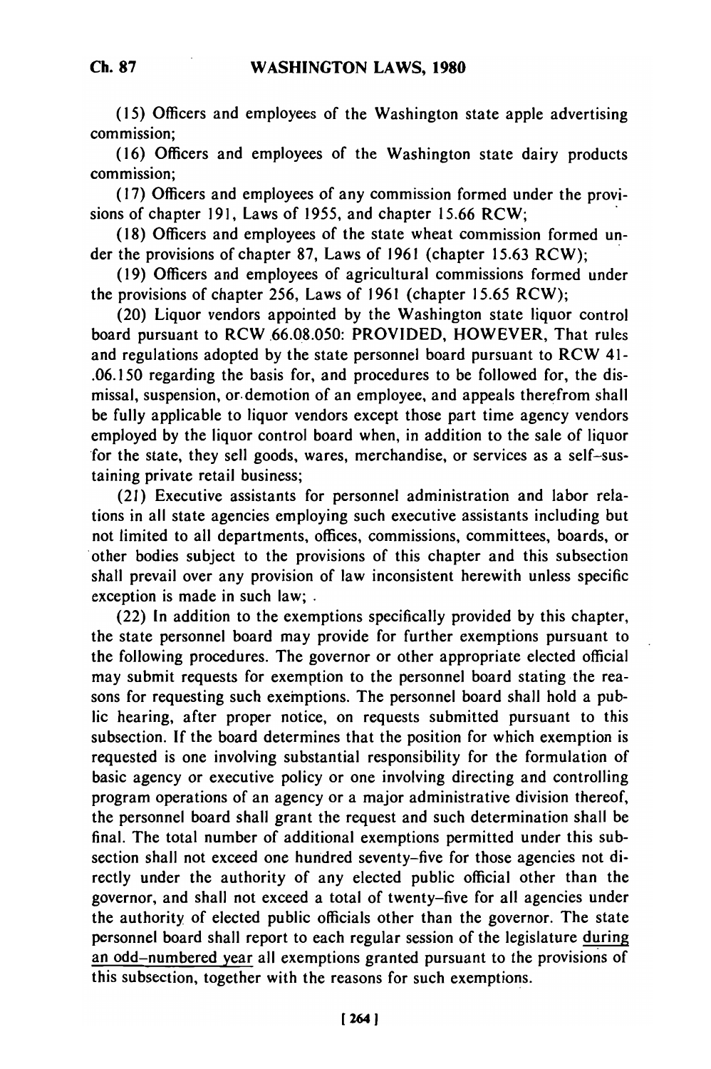(15) Officers and employees of the Washington state apple advertising commission;

(16) Officers and employees of the Washington state dairy products commission;

(17) Officers and employees of any commission formed under the provisions of chapter 191, Laws of 1955, and chapter 15.66 RCW;

(18) Officers and employees of the state wheat commission formed under the provisions of chapter 87, Laws of 1961 (chapter 15.63 RCW);

(19) Officers and employees of agricultural commissions formed under the provisions of chapter 256, Laws of 1961 (chapter 15.65 RCW);

(20) Liquor vendors appointed by the Washington state liquor control board pursuant to RCW 66.08.050: PROVIDED, HOWEVER, That rules and regulations adopted by the state personnel board pursuant to RCW 41-.06.150 regarding the basis for, and procedures to be followed for, the dismissal, suspension, or demotion of an employee, and appeals therefrom shall be fully applicable to liquor vendors except those part time agency vendors employed by the liquor control board when, in addition to the sale of liquor for the state, they sell goods, wares, merchandise, or services as a self-sustaining private retail business;

(21) Executive assistants for personnel administration and labor relations in all state agencies employing such executive assistants including but not limited to all departments, offices, commissions, committees, boards, or other bodies subject to the provisions of this chapter and this subsection shall prevail over any provision of law inconsistent herewith unless specific exception is made in such law; .

(22) In addition to the exemptions specifically provided by this chapter, the state personnel board may provide for further exemptions pursuant to the following procedures. The governor or other appropriate elected official may submit requests for exemption to the personnel board stating the reasons for requesting such exemptions. The personnel board shall hold a public hearing, after proper notice, on requests submitted pursuant to this subsection. If the board determines that the position for which exemption is requested is one involving substantial responsibility for the formulation of basic agency or executive policy or one involving directing and controlling program operations of an agency or a major administrative division thereof, the personnel board shall grant the request and such determination shall be final. The total number of additional exemptions permitted under this subsection shall not exceed one hundred seventy-five for those agencies not directly under the authority of any elected public official other than the governor, and shall not exceed a total of twenty-five for all agencies under the authority of elected public officials other than the governor. The state personnel board shall report to each regular session of the legislature <u>during an odd-numbered year</u> all exemptions granted pursuant to the provisions of this subsection, together with the reasons for such exemptions.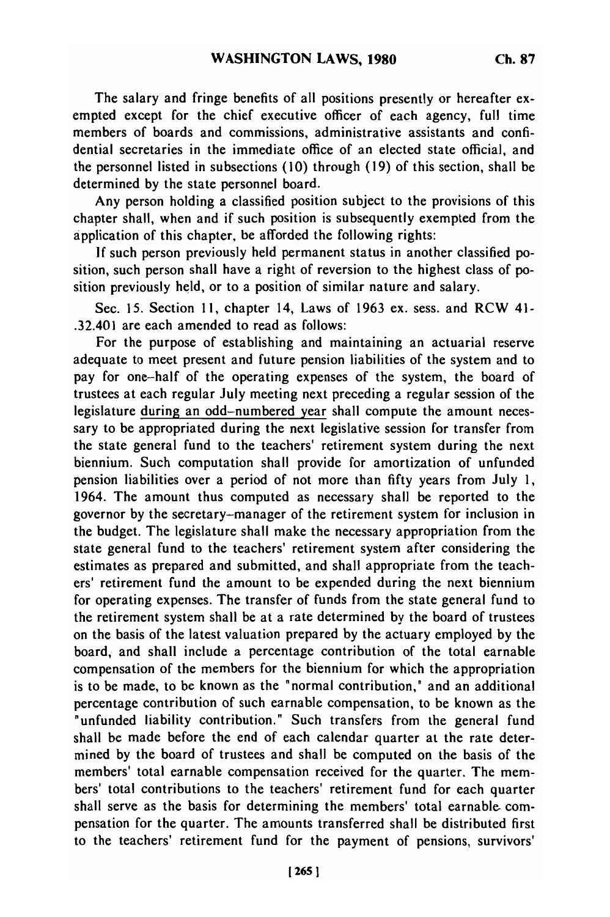The salary and fringe benefits of all positions presently or hereafter exempted except for the chief executive officer of each agency, full time members of boards and commissions, administrative assistants and confidential secretaries in the immediate office of an elected state official, and the personnel listed in subsections (10) through (19) of this section, shall be determined by the state personnel board.

Any person holding a classified position subject to the provisions of this chapter shall, when and if such position is subsequently exempted from the application of this chapter, be afforded the following rights:

If such person previously held permanent status in another classified position, such person shall have a right of reversion to the highest class of position previously held, or to a position of similar nature and salary.

Sec. 15. Section 11, chapter 14, Laws of 1963 ex. sess. and RCW 41-.32.401 are each amended to read as follows:

For the purpose of establishing and maintaining an actuarial reserve adequate to meet present and future pension liabilities of the system and to pay for one-half of the operating expenses of the system, the board of trustees at each regular July meeting next preceding a regular session of the legislature <u>during an odd-numbered year</u> shall compute the amount necessary to be appropriated during the next legislative session for transfer from the state general fund to the teachers' retirement system during the next biennium. Such computation shall provide for amortization of unfunded pension liabilities over a period of not more than fifty years from July 1, 1964. The amount thus computed as necessary shall be reported to the governor by the secretary-manager of the retirement system for inclusion in the budget. The legislature shall make the necessary appropriation from the state general fund to the teachers' retirement system after considering the estimates as prepared and submitted, and shall appropriate from the teachers' retirement fund the amount to be expended during the next biennium for operating expenses. The transfer of funds from the state general fund to the retirement system shall be at a rate determined by the board of trustees on the basis of the latest valuation prepared by the actuary employed by the board, and shall include a percentage contribution of the total earnable compensation of the members for the biennium for which the appropriation is to be made, to be known as the "normal contribution," and an additional percentage contribution of such earnable compensation, to be known as the "unfunded liability contribution." Such transfers from the general fund shall be made before the end of each calendar quarter at the rate determined by the board of trustees and shall be computed on the basis of the members' total earnable compensation received for the quarter. The members' total contributions to the teachers' retirement fund for each quarter shall serve as the basis for determining the members' total earnable compensation for the quarter. The amounts transferred shall be distributed first to the teachers' retirement fund for the payment of pensions, survivors'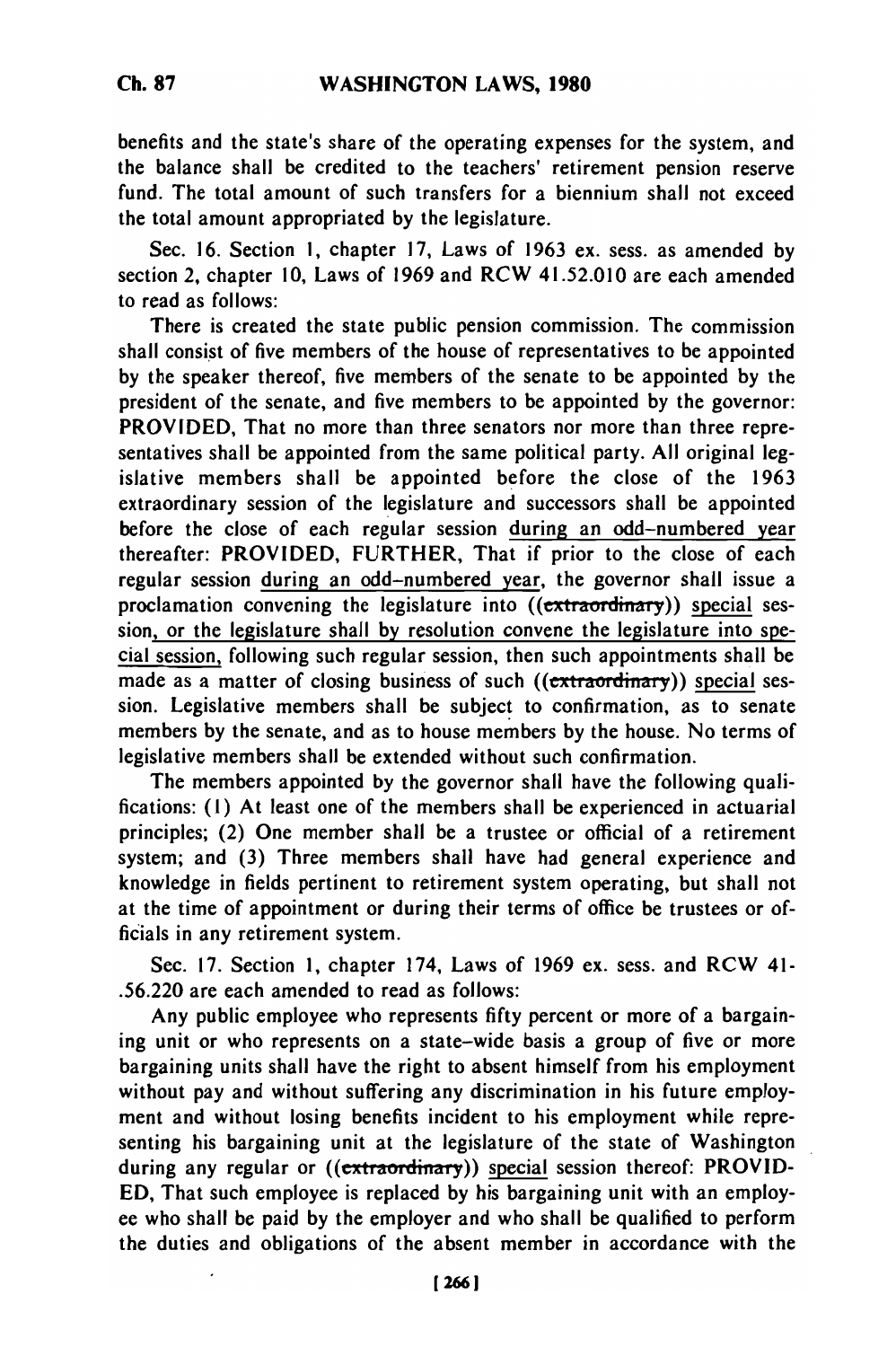benefits and the state's share of the operating expenses for the system, and the balance shall be credited to the teachers' retirement pension reserve fund. The total amount of such transfers for a biennium shall not exceed the total amount appropriated by the legislature.

Sec. 16. Section 1, chapter 17, Laws of 1963 ex. sess. as amended by section 2, chapter 10, Laws of 1969 and RCW 41.52.010 are each amended to read as follows:

There is created the state public pension commission. The commission shall consist of five members of the house of representatives to be appointed by the speaker thereof, five members of the senate to be appointed by the president of the senate, and five members to be appointed by the governor: PROVIDED, That no more than three senators nor more than three representatives shall be appointed from the same political party. All original legislative members shall be appointed before the close of the 1963 extraordinary session of the legislature and successors shall be appointed before the close of each regular session during an odd-numbered year thereafter: PROVIDED, FURTHER, That if prior to the close of each regular session during an odd-numbered year, the governor shall issue a proclamation convening the legislature into ((~~extraordinary~~)) special session, or the legislature shall by resolution convene the legislature into special session, following such regular session, then such appointments shall be made as a matter of closing business of such ((~~extraordinary~~)) special session. Legislative members shall be subject to confirmation, as to senate members by the senate, and as to house members by the house. No terms of legislative members shall be extended without such confirmation.

The members appointed by the governor shall have the following qualifications: (1) At least one of the members shall be experienced in actuarial principles; (2) One member shall be a trustee or official of a retirement system; and (3) Three members shall have had general experience and knowledge in fields pertinent to retirement system operating, but shall not at the time of appointment or during their terms of office be trustees or officials in any retirement system.

Sec. 17. Section 1, chapter 174, Laws of 1969 ex. sess. and RCW 41.56.220 are each amended to read as follows:

Any public employee who represents fifty percent or more of a bargaining unit or who represents on a state-wide basis a group of five or more bargaining units shall have the right to absent himself from his employment without pay and without suffering any discrimination in his future employment and without losing benefits incident to his employment while representing his bargaining unit at the legislature of the state of Washington during any regular or ((~~extraordinary~~)) special session thereof: PROVIDED, That such employee is replaced by his bargaining unit with an employee who shall be paid by the employer and who shall be qualified to perform the duties and obligations of the absent member in accordance with the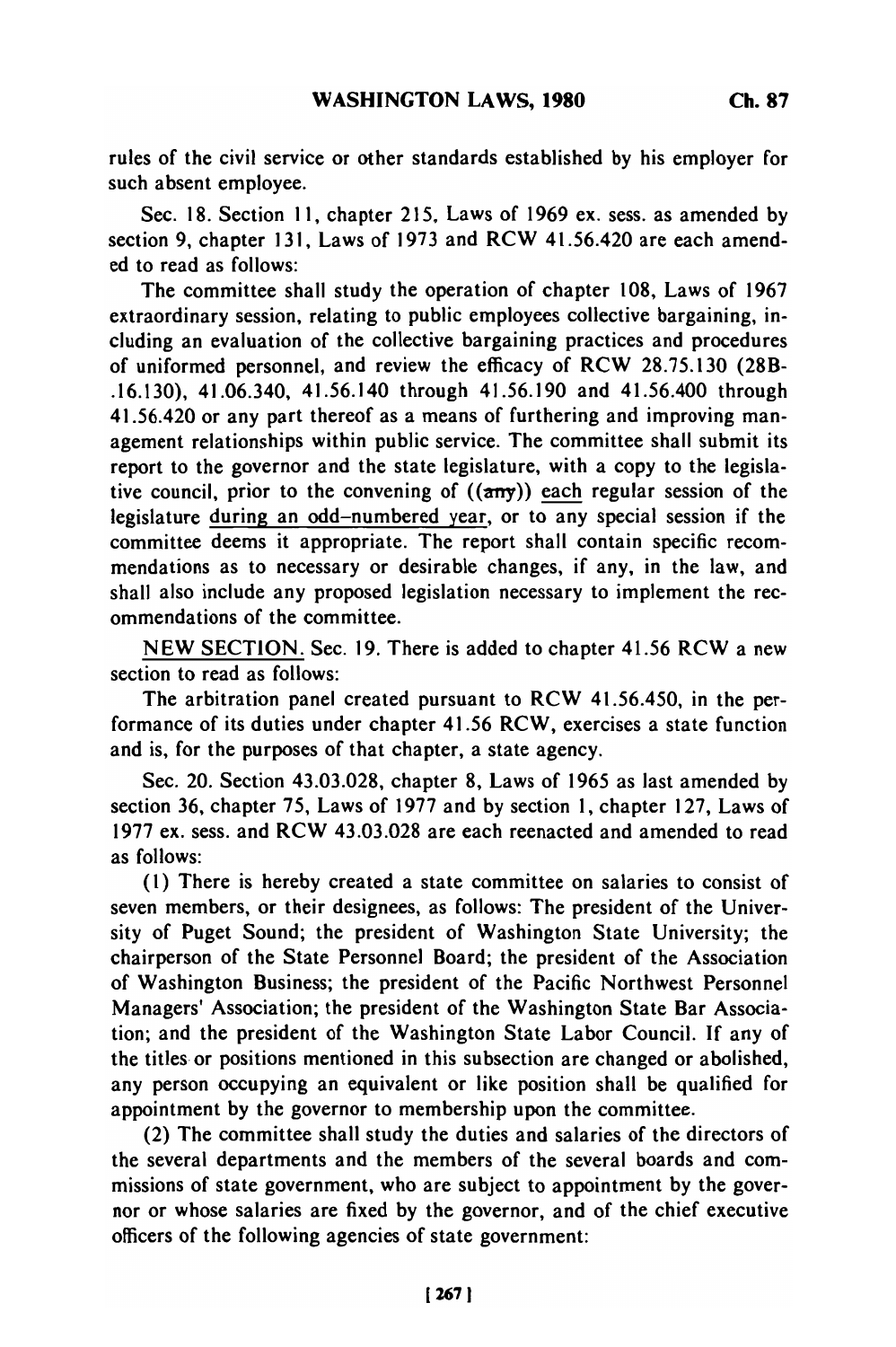rules of the civil service or other standards established by his employer for such absent employee.

Sec. 18. Section 11, chapter 215, Laws of 1969 ex. sess. as amended by section 9, chapter 131, Laws of 1973 and RCW 41.56.420 are each amended to read as follows:

The committee shall study the operation of chapter 108, Laws of 1967 extraordinary session, relating to public employees collective bargaining, including an evaluation of the collective bargaining practices and procedures of uniformed personnel, and review the efficacy of RCW 28.75.130 (28B-.16.130), 41.06.340, 41.56.140 through 41.56.190 and 41.56.400 through 41.56.420 or any part thereof as a means of furthering and improving management relationships within public service. The committee shall submit its report to the governor and the state legislature, with a copy to the legislative council, prior to the convening of ((~~any~~)) each regular session of the legislature during an odd-numbered year, or to any special session if the committee deems it appropriate. The report shall contain specific recommendations as to necessary or desirable changes, if any, in the law, and shall also include any proposed legislation necessary to implement the recommendations of the committee.

NEW SECTION. Sec. 19. There is added to chapter 41.56 RCW a new section to read as follows:

The arbitration panel created pursuant to RCW 41.56.450, in the performance of its duties under chapter 41.56 RCW, exercises a state function and is, for the purposes of that chapter, a state agency.

Sec. 20. Section 43.03.028, chapter 8, Laws of 1965 as last amended by section 36, chapter 75, Laws of 1977 and by section 1, chapter 127, Laws of 1977 ex. sess. and RCW 43.03.028 are each reenacted and amended to read as follows:

(1) There is hereby created a state committee on salaries to consist of seven members, or their designees, as follows: The president of the University of Puget Sound; the president of Washington State University; the chairperson of the State Personnel Board; the president of the Association of Washington Business; the president of the Pacific Northwest Personnel Managers' Association; the president of the Washington State Bar Association; and the president of the Washington State Labor Council. If any of the titles or positions mentioned in this subsection are changed or abolished, any person occupying an equivalent or like position shall be qualified for appointment by the governor to membership upon the committee.

(2) The committee shall study the duties and salaries of the directors of the several departments and the members of the several boards and commissions of state government, who are subject to appointment by the governor or whose salaries are fixed by the governor, and of the chief executive officers of the following agencies of state government: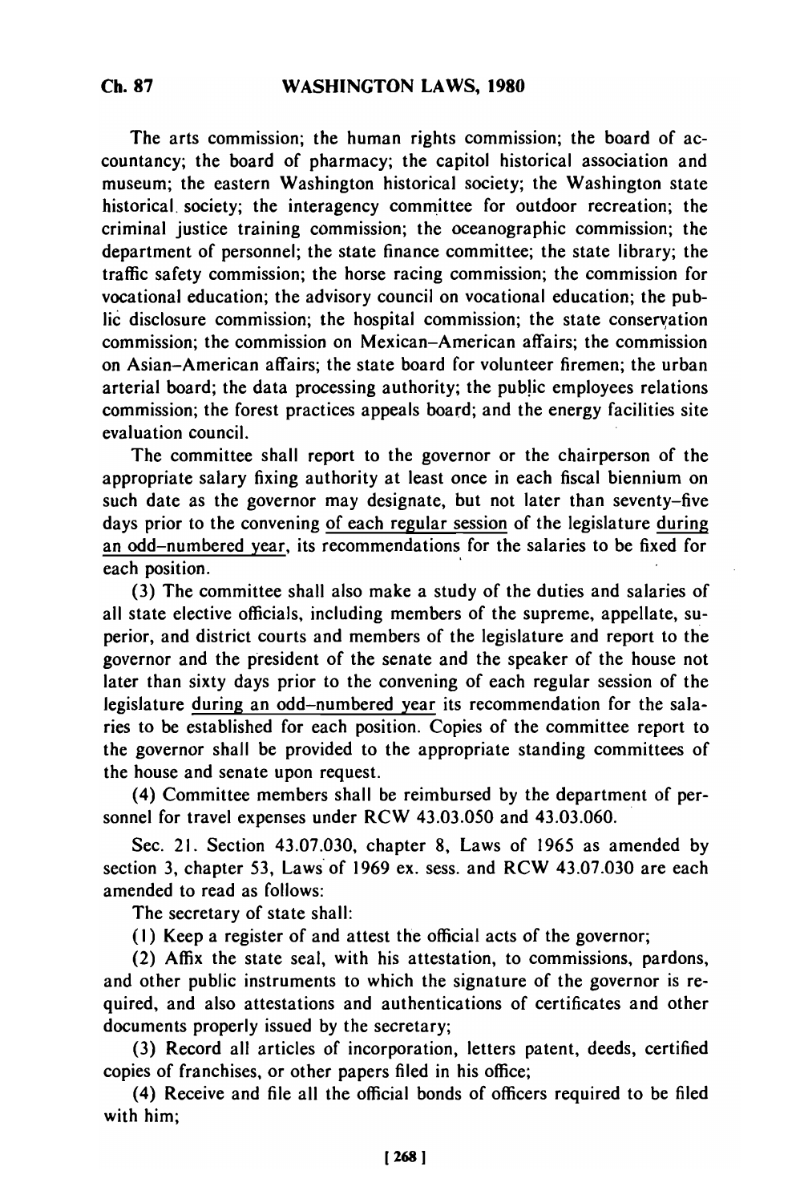The arts commission; the human rights commission; the board of accountancy; the board of pharmacy; the capitol historical association and museum; the eastern Washington historical society; the Washington state historical society; the interagency committee for outdoor recreation; the criminal justice training commission; the oceanographic commission; the department of personnel; the state finance committee; the state library; the traffic safety commission; the horse racing commission; the commission for vocational education; the advisory council on vocational education; the public disclosure commission; the hospital commission; the state conservation commission; the commission on Mexican-American affairs; the commission on Asian-American affairs; the state board for volunteer firemen; the urban arterial board; the data processing authority; the public employees relations commission; the forest practices appeals board; and the energy facilities site evaluation council.

The committee shall report to the governor or the chairperson of the appropriate salary fixing authority at least once in each fiscal biennium on such date as the governor may designate, but not later than seventy-five days prior to the convening of each regular session of the legislature during an odd-numbered year, its recommendations for the salaries to be fixed for each position.

(3) The committee shall also make a study of the duties and salaries of all state elective officials, including members of the supreme, appellate, superior, and district courts and members of the legislature and report to the governor and the president of the senate and the speaker of the house not later than sixty days prior to the convening of each regular session of the legislature during an odd-numbered year its recommendation for the salaries to be established for each position. Copies of the committee report to the governor shall be provided to the appropriate standing committees of the house and senate upon request.

(4) Committee members shall be reimbursed by the department of personnel for travel expenses under RCW 43.03.050 and 43.03.060.

Sec. 21. Section 43.07.030, chapter 8, Laws of 1965 as amended by section 3, chapter 53, Laws of 1969 ex. sess. and RCW 43.07.030 are each amended to read as follows:

The secretary of state shall:

(1) Keep a register of and attest the official acts of the governor;

(2) Affix the state seal, with his attestation, to commissions, pardons, and other public instruments to which the signature of the governor is required, and also attestations and authentications of certificates and other documents properly issued by the secretary;

(3) Record all articles of incorporation, letters patent, deeds, certified copies of franchises, or other papers filed in his office;

(4) Receive and file all the official bonds of officers required to be filed with him;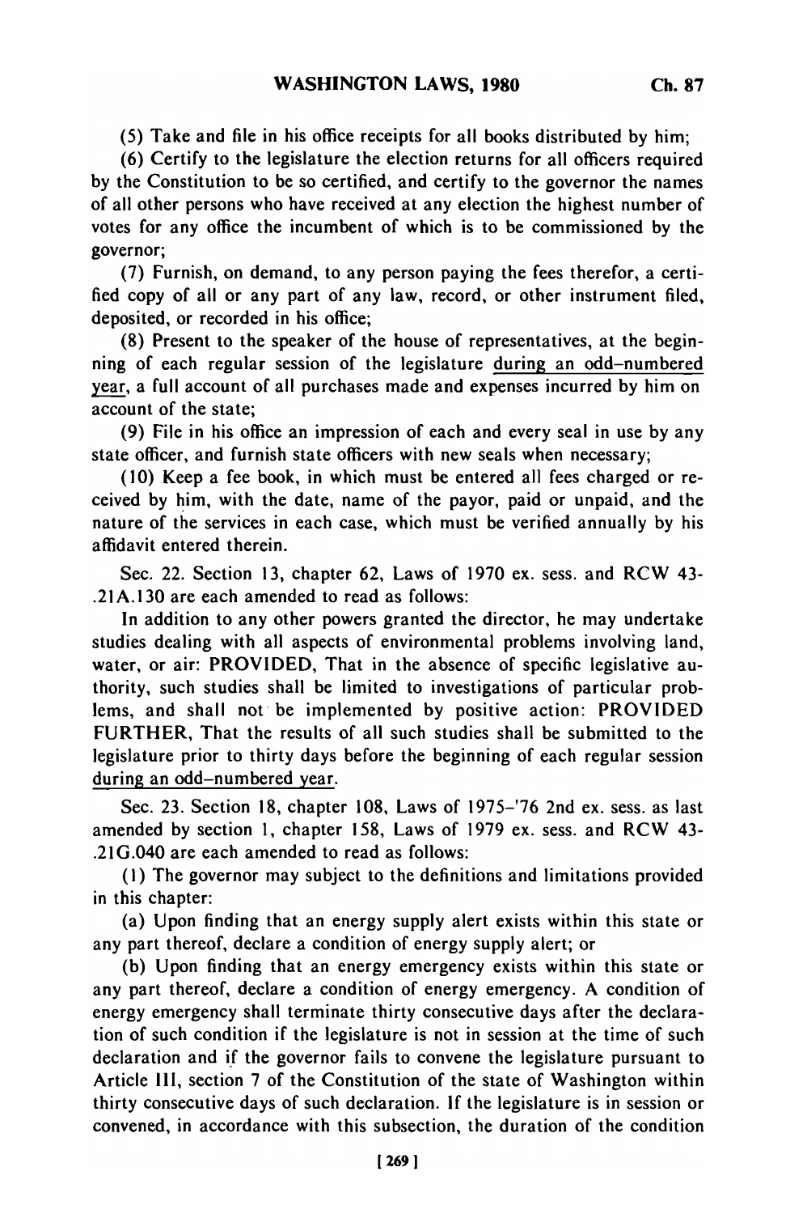(5) Take and file in his office receipts for all books distributed by him;

(6) Certify to the legislature the election returns for all officers required by the Constitution to be so certified, and certify to the governor the names of all other persons who have received at any election the highest number of votes for any office the incumbent of which is to be commissioned by the governor;

(7) Furnish, on demand, to any person paying the fees therefor, a certified copy of all or any part of any law, record, or other instrument filed, deposited, or recorded in his office;

(8) Present to the speaker of the house of representatives, at the beginning of each regular session of the legislature during an odd-numbered year, a full account of all purchases made and expenses incurred by him on account of the state;

(9) File in his office an impression of each and every seal in use by any state officer, and furnish state officers with new seals when necessary;

(10) Keep a fee book, in which must be entered all fees charged or received by him, with the date, name of the payor, paid or unpaid, and the nature of the services in each case, which must be verified annually by his affidavit entered therein.

Sec. 22. Section 13, chapter 62, Laws of 1970 ex. sess. and RCW 43-.21A.130 are each amended to read as follows:

In addition to any other powers granted the director, he may undertake studies dealing with all aspects of environmental problems involving land, water, or air: PROVIDED, That in the absence of specific legislative authority, such studies shall be limited to investigations of particular problems, and shall not be implemented by positive action: PROVIDED FURTHER, That the results of all such studies shall be submitted to the legislature prior to thirty days before the beginning of each regular session during an odd-numbered year.

Sec. 23. Section 18, chapter 108, Laws of 1975–'76 2nd ex. sess. as last amended by section 1, chapter 158, Laws of 1979 ex. sess. and RCW 43-.21G.040 are each amended to read as follows:

(1) The governor may subject to the definitions and limitations provided in this chapter:

(a) Upon finding that an energy supply alert exists within this state or any part thereof, declare a condition of energy supply alert; or

(b) Upon finding that an energy emergency exists within this state or any part thereof, declare a condition of energy emergency. A condition of energy emergency shall terminate thirty consecutive days after the declaration of such condition if the legislature is not in session at the time of such declaration and if the governor fails to convene the legislature pursuant to Article III, section 7 of the Constitution of the state of Washington within thirty consecutive days of such declaration. If the legislature is in session or convened, in accordance with this subsection, the duration of the condition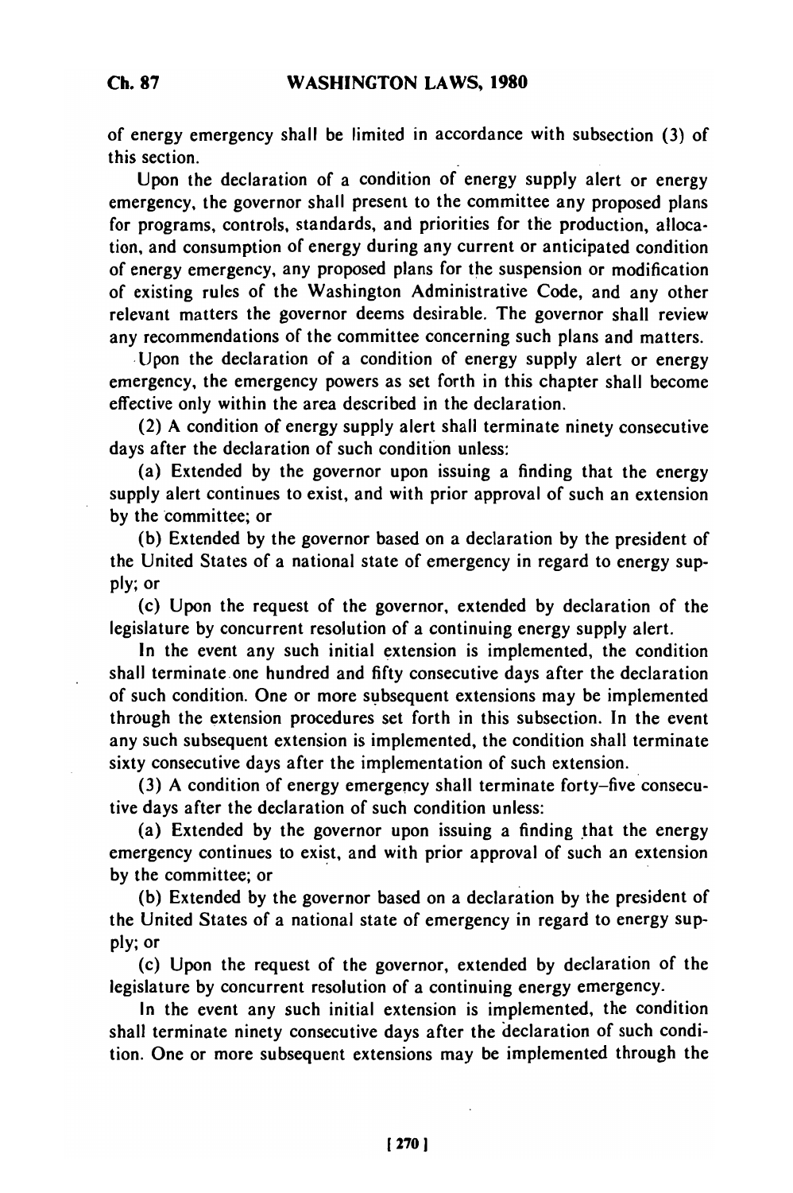of energy emergency shall be limited in accordance with subsection (3) of this section.

Upon the declaration of a condition of energy supply alert or energy emergency, the governor shall present to the committee any proposed plans for programs, controls, standards, and priorities for the production, allocation, and consumption of energy during any current or anticipated condition of energy emergency, any proposed plans for the suspension or modification of existing rules of the Washington Administrative Code, and any other relevant matters the governor deems desirable. The governor shall review any recommendations of the committee concerning such plans and matters.

Upon the declaration of a condition of energy supply alert or energy emergency, the emergency powers as set forth in this chapter shall become effective only within the area described in the declaration.

(2) A condition of energy supply alert shall terminate ninety consecutive days after the declaration of such condition unless:

(a) Extended by the governor upon issuing a finding that the energy supply alert continues to exist, and with prior approval of such an extension by the committee; or

(b) Extended by the governor based on a declaration by the president of the United States of a national state of emergency in regard to energy supply; or

(c) Upon the request of the governor, extended by declaration of the legislature by concurrent resolution of a continuing energy supply alert.

In the event any such initial extension is implemented, the condition shall terminate one hundred and fifty consecutive days after the declaration of such condition. One or more subsequent extensions may be implemented through the extension procedures set forth in this subsection. In the event any such subsequent extension is implemented, the condition shall terminate sixty consecutive days after the implementation of such extension.

(3) A condition of energy emergency shall terminate forty-five consecutive days after the declaration of such condition unless:

(a) Extended by the governor upon issuing a finding that the energy emergency continues to exist, and with prior approval of such an extension by the committee; or

(b) Extended by the governor based on a declaration by the president of the United States of a national state of emergency in regard to energy supply; or

(c) Upon the request of the governor, extended by declaration of the legislature by concurrent resolution of a continuing energy emergency.

In the event any such initial extension is implemented, the condition shall terminate ninety consecutive days after the declaration of such condition. One or more subsequent extensions may be implemented through the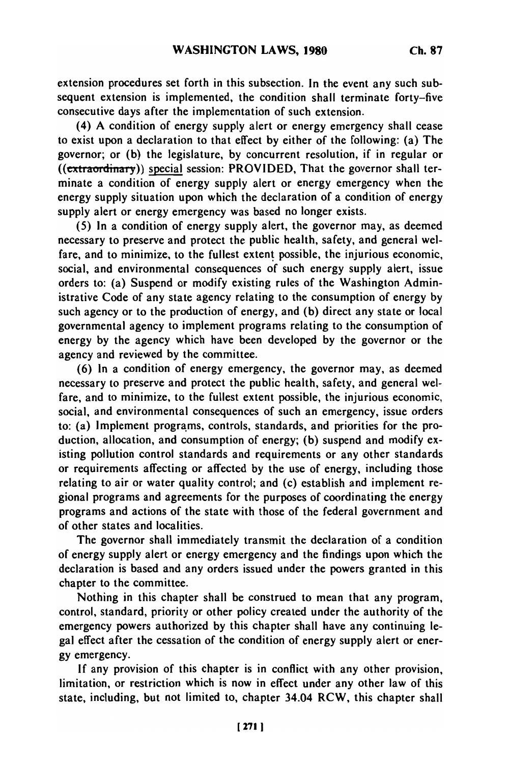extension procedures set forth in this subsection. In the event any such subsequent extension is implemented, the condition shall terminate forty-five consecutive days after the implementation of such extension.

(4) A condition of energy supply alert or energy emergency shall cease to exist upon a declaration to that effect by either of the following: (a) The governor; or (b) the legislature, by concurrent resolution, if in regular or ((~~extraordinary~~)) special session: PROVIDED, That the governor shall terminate a condition of energy supply alert or energy emergency when the energy supply situation upon which the declaration of a condition of energy supply alert or energy emergency was based no longer exists.

(5) In a condition of energy supply alert, the governor may, as deemed necessary to preserve and protect the public health, safety, and general welfare, and to minimize, to the fullest extent possible, the injurious economic, social, and environmental consequences of such energy supply alert, issue orders to: (a) Suspend or modify existing rules of the Washington Administrative Code of any state agency relating to the consumption of energy by such agency or to the production of energy, and (b) direct any state or local governmental agency to implement programs relating to the consumption of energy by the agency which have been developed by the governor or the agency and reviewed by the committee.

(6) In a condition of energy emergency, the governor may, as deemed necessary to preserve and protect the public health, safety, and general welfare, and to minimize, to the fullest extent possible, the injurious economic, social, and environmental consequences of such an emergency, issue orders to: (a) Implement programs, controls, standards, and priorities for the production, allocation, and consumption of energy; (b) suspend and modify existing pollution control standards and requirements or any other standards or requirements affecting or affected by the use of energy, including those relating to air or water quality control; and (c) establish and implement regional programs and agreements for the purposes of coordinating the energy programs and actions of the state with those of the federal government and of other states and localities.

The governor shall immediately transmit the declaration of a condition of energy supply alert or energy emergency and the findings upon which the declaration is based and any orders issued under the powers granted in this chapter to the committee.

Nothing in this chapter shall be construed to mean that any program, control, standard, priority or other policy created under the authority of the emergency powers authorized by this chapter shall have any continuing legal effect after the cessation of the condition of energy supply alert or energy emergency.

If any provision of this chapter is in conflict with any other provision, limitation, or restriction which is now in effect under any other law of this state, including, but not limited to, chapter 34.04 RCW, this chapter shall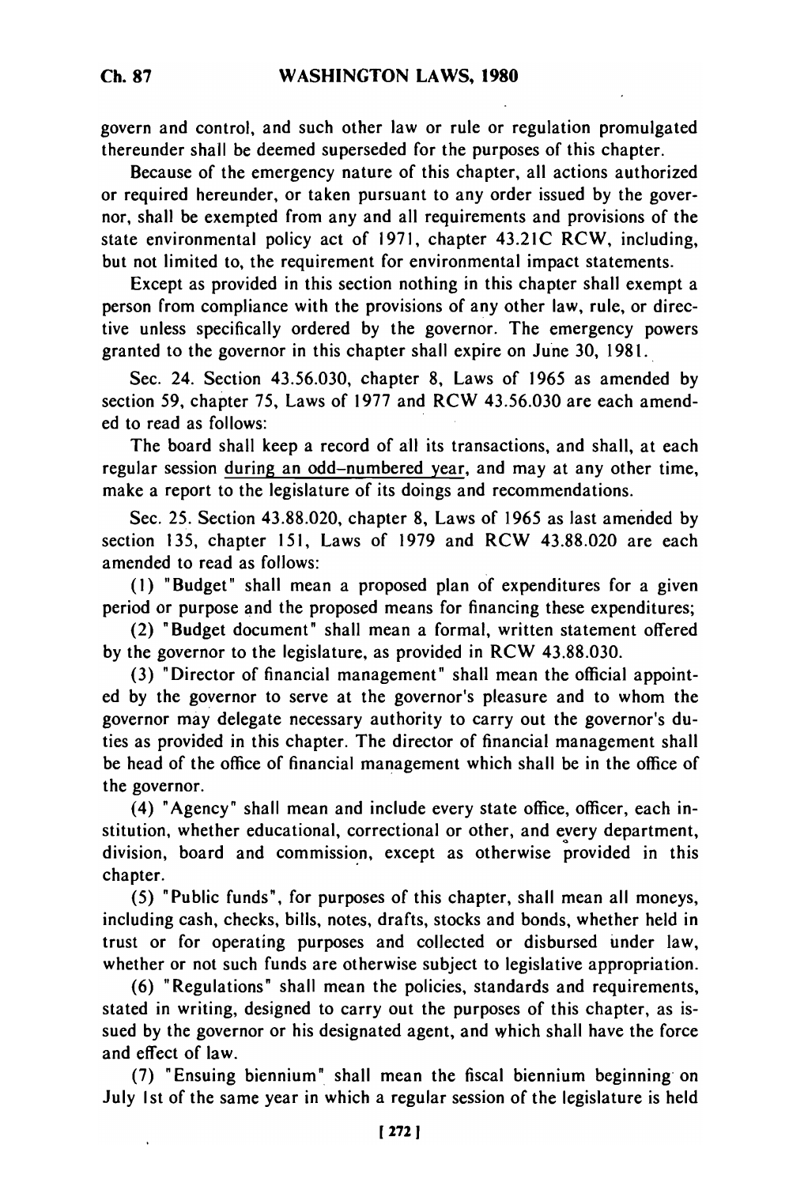govern and control, and such other law or rule or regulation promulgated thereunder shall be deemed superseded for the purposes of this chapter.

Because of the emergency nature of this chapter, all actions authorized or required hereunder, or taken pursuant to any order issued by the governor, shall be exempted from any and all requirements and provisions of the state environmental policy act of 1971, chapter 43.21C RCW, including, but not limited to, the requirement for environmental impact statements.

Except as provided in this section nothing in this chapter shall exempt a person from compliance with the provisions of any other law, rule, or directive unless specifically ordered by the governor. The emergency powers granted to the governor in this chapter shall expire on June 30, 1981.

Sec. 24. Section 43.56.030, chapter 8, Laws of 1965 as amended by section 59, chapter 75, Laws of 1977 and RCW 43.56.030 are each amended to read as follows:

The board shall keep a record of all its transactions, and shall, at each regular session <u>during an odd-numbered year</u>, and may at any other time, make a report to the legislature of its doings and recommendations.

Sec. 25. Section 43.88.020, chapter 8, Laws of 1965 as last amended by section 135, chapter 151, Laws of 1979 and RCW 43.88.020 are each amended to read as follows:

(1) "Budget" shall mean a proposed plan of expenditures for a given period or purpose and the proposed means for financing these expenditures;

(2) "Budget document" shall mean a formal, written statement offered by the governor to the legislature, as provided in RCW 43.88.030.

(3) "Director of financial management" shall mean the official appointed by the governor to serve at the governor's pleasure and to whom the governor may delegate necessary authority to carry out the governor's duties as provided in this chapter. The director of financial management shall be head of the office of financial management which shall be in the office of the governor.

(4) "Agency" shall mean and include every state office, officer, each institution, whether educational, correctional or other, and every department, division, board and commission, except as otherwise provided in this chapter.

(5) "Public funds", for purposes of this chapter, shall mean all moneys, including cash, checks, bills, notes, drafts, stocks and bonds, whether held in trust or for operating purposes and collected or disbursed under law, whether or not such funds are otherwise subject to legislative appropriation.

(6) "Regulations" shall mean the policies, standards and requirements, stated in writing, designed to carry out the purposes of this chapter, as issued by the governor or his designated agent, and which shall have the force and effect of law.

(7) "Ensuing biennium" shall mean the fiscal biennium beginning on July 1st of the same year in which a regular session of the legislature is held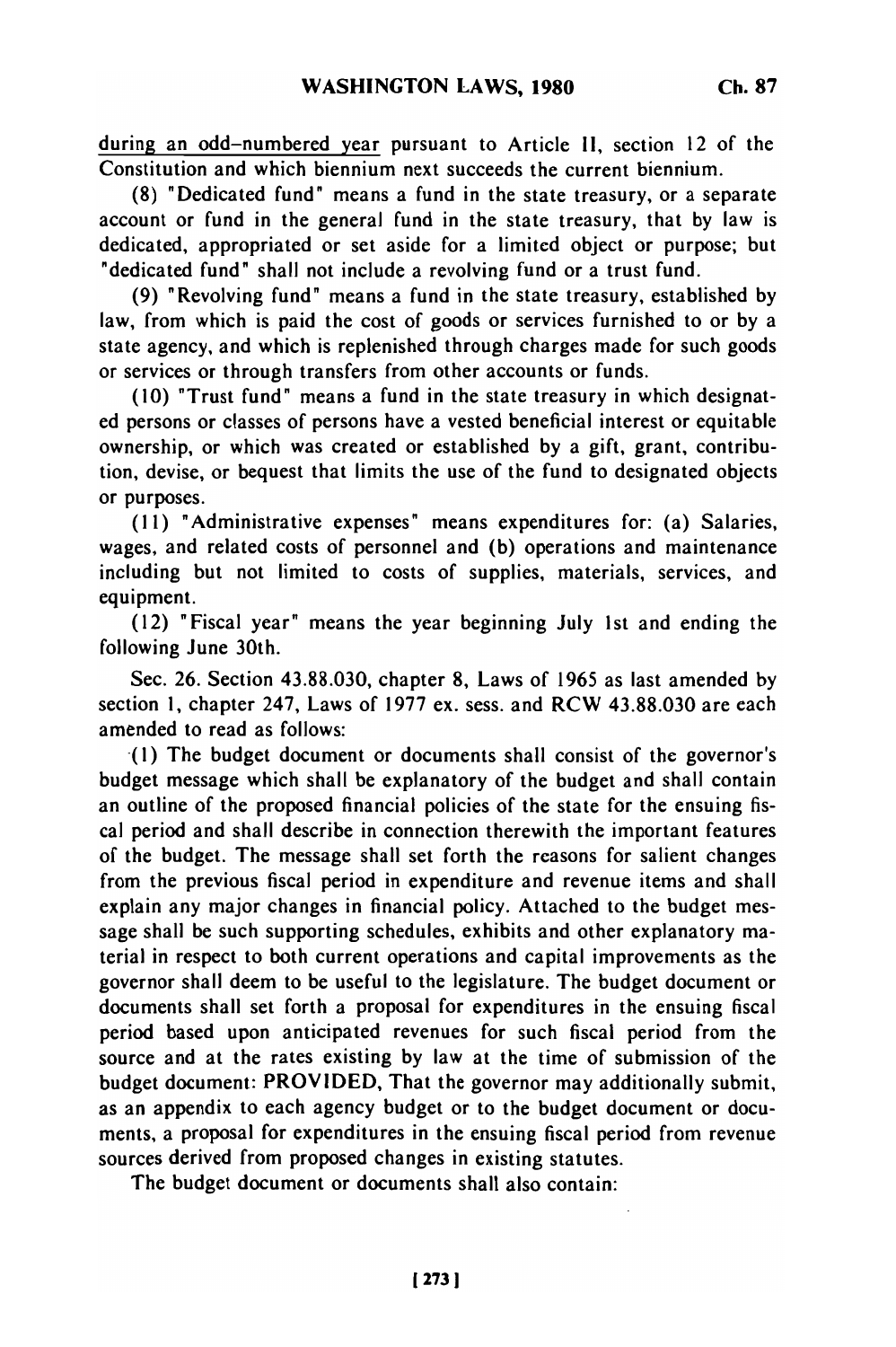during an odd-numbered year pursuant to Article II, section 12 of the Constitution and which biennium next succeeds the current biennium.

(8) "Dedicated fund" means a fund in the state treasury, or a separate account or fund in the general fund in the state treasury, that by law is dedicated, appropriated or set aside for a limited object or purpose; but "dedicated fund" shall not include a revolving fund or a trust fund.

(9) "Revolving fund" means a fund in the state treasury, established by law, from which is paid the cost of goods or services furnished to or by a state agency, and which is replenished through charges made for such goods or services or through transfers from other accounts or funds.

(10) "Trust fund" means a fund in the state treasury in which designated persons or classes of persons have a vested beneficial interest or equitable ownership, or which was created or established by a gift, grant, contribution, devise, or bequest that limits the use of the fund to designated objects or purposes.

(11) "Administrative expenses" means expenditures for: (a) Salaries, wages, and related costs of personnel and (b) operations and maintenance including but not limited to costs of supplies, materials, services, and equipment.

(12) "Fiscal year" means the year beginning July 1st and ending the following June 30th.

Sec. 26. Section 43.88.030, chapter 8, Laws of 1965 as last amended by section 1, chapter 247, Laws of 1977 ex. sess. and RCW 43.88.030 are each amended to read as follows:

(1) The budget document or documents shall consist of the governor's budget message which shall be explanatory of the budget and shall contain an outline of the proposed financial policies of the state for the ensuing fiscal period and shall describe in connection therewith the important features of the budget. The message shall set forth the reasons for salient changes from the previous fiscal period in expenditure and revenue items and shall explain any major changes in financial policy. Attached to the budget message shall be such supporting schedules, exhibits and other explanatory material in respect to both current operations and capital improvements as the governor shall deem to be useful to the legislature. The budget document or documents shall set forth a proposal for expenditures in the ensuing fiscal period based upon anticipated revenues for such fiscal period from the source and at the rates existing by law at the time of submission of the budget document: PROVIDED, That the governor may additionally submit, as an appendix to each agency budget or to the budget document or documents, a proposal for expenditures in the ensuing fiscal period from revenue sources derived from proposed changes in existing statutes.

The budget document or documents shall also contain: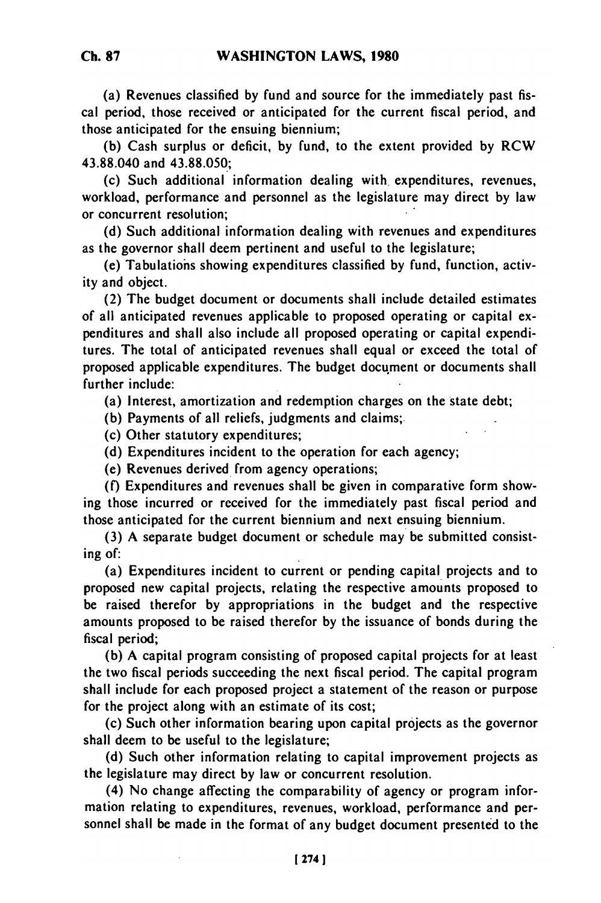(a) Revenues classified by fund and source for the immediately past fiscal period, those received or anticipated for the current fiscal period, and those anticipated for the ensuing biennium;

(b) Cash surplus or deficit, by fund, to the extent provided by RCW 43.88.040 and 43.88.050;

(c) Such additional information dealing with expenditures, revenues, workload, performance and personnel as the legislature may direct by law or concurrent resolution;

(d) Such additional information dealing with revenues and expenditures as the governor shall deem pertinent and useful to the legislature;

(e) Tabulations showing expenditures classified by fund, function, activity and object.

(2) The budget document or documents shall include detailed estimates of all anticipated revenues applicable to proposed operating or capital expenditures and shall also include all proposed operating or capital expenditures. The total of anticipated revenues shall equal or exceed the total of proposed applicable expenditures. The budget document or documents shall further include:

(a) Interest, amortization and redemption charges on the state debt;

(b) Payments of all reliefs, judgments and claims;

(c) Other statutory expenditures;

(d) Expenditures incident to the operation for each agency;

(e) Revenues derived from agency operations;

(f) Expenditures and revenues shall be given in comparative form showing those incurred or received for the immediately past fiscal period and those anticipated for the current biennium and next ensuing biennium.

(3) A separate budget document or schedule may be submitted consisting of:

(a) Expenditures incident to current or pending capital projects and to proposed new capital projects, relating the respective amounts proposed to be raised therefor by appropriations in the budget and the respective amounts proposed to be raised therefor by the issuance of bonds during the fiscal period;

(b) A capital program consisting of proposed capital projects for at least the two fiscal periods succeeding the next fiscal period. The capital program shall include for each proposed project a statement of the reason or purpose for the project along with an estimate of its cost;

(c) Such other information bearing upon capital projects as the governor shall deem to be useful to the legislature;

(d) Such other information relating to capital improvement projects as the legislature may direct by law or concurrent resolution.

(4) No change affecting the comparability of agency or program information relating to expenditures, revenues, workload, performance and personnel shall be made in the format of any budget document presented to the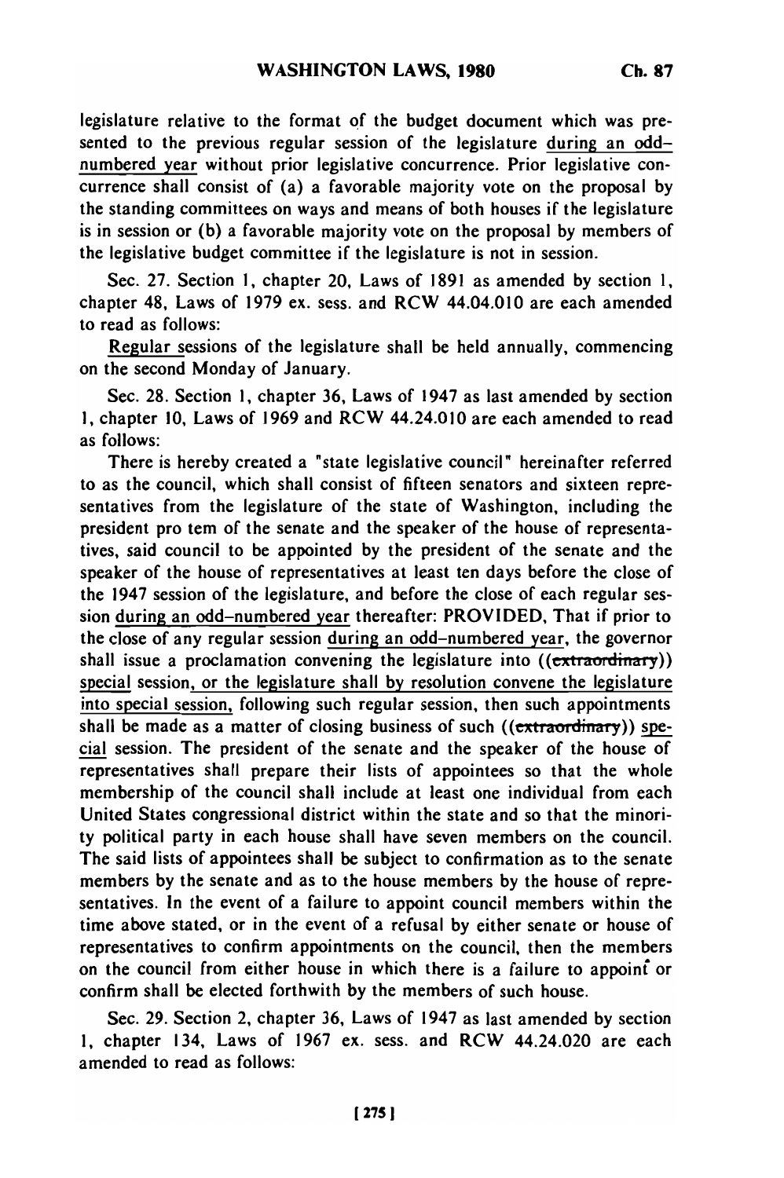legislature relative to the format of the budget document which was presented to the previous regular session of the legislature during an odd-numbered year without prior legislative concurrence. Prior legislative concurrence shall consist of (a) a favorable majority vote on the proposal by the standing committees on ways and means of both houses if the legislature is in session or (b) a favorable majority vote on the proposal by members of the legislative budget committee if the legislature is not in session.

Sec. 27. Section 1, chapter 20, Laws of 1891 as amended by section 1, chapter 48, Laws of 1979 ex. sess. and RCW 44.04.010 are each amended to read as follows:

Regular sessions of the legislature shall be held annually, commencing on the second Monday of January.

Sec. 28. Section 1, chapter 36, Laws of 1947 as last amended by section 1, chapter 10, Laws of 1969 and RCW 44.24.010 are each amended to read as follows:

There is hereby created a "state legislative council" hereinafter referred to as the council, which shall consist of fifteen senators and sixteen representatives from the legislature of the state of Washington, including the president pro tem of the senate and the speaker of the house of representatives, said council to be appointed by the president of the senate and the speaker of the house of representatives at least ten days before the close of the 1947 session of the legislature, and before the close of each regular session during an odd-numbered year thereafter: PROVIDED, That if prior to the close of any regular session during an odd-numbered year, the governor shall issue a proclamation convening the legislature into ((~~extraordinary~~)) special session, or the legislature shall by resolution convene the legislature into special session, following such regular session, then such appointments shall be made as a matter of closing business of such ((~~extraordinary~~)) special session. The president of the senate and the speaker of the house of representatives shall prepare their lists of appointees so that the whole membership of the council shall include at least one individual from each United States congressional district within the state and so that the minority political party in each house shall have seven members on the council. The said lists of appointees shall be subject to confirmation as to the senate members by the senate and as to the house members by the house of representatives. In the event of a failure to appoint council members within the time above stated, or in the event of a refusal by either senate or house of representatives to confirm appointments on the council, then the members on the council from either house in which there is a failure to appoint or confirm shall be elected forthwith by the members of such house.

Sec. 29. Section 2, chapter 36, Laws of 1947 as last amended by section 1, chapter 134, Laws of 1967 ex. sess. and RCW 44.24.020 are each amended to read as follows: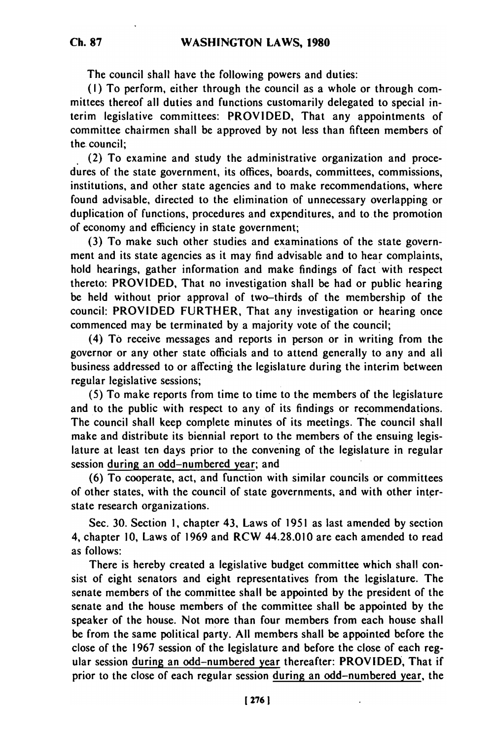The council shall have the following powers and duties:

(1) To perform, either through the council as a whole or through committees thereof all duties and functions customarily delegated to special interim legislative committees: PROVIDED, That any appointments of committee chairmen shall be approved by not less than fifteen members of the council;

(2) To examine and study the administrative organization and procedures of the state government, its offices, boards, committees, commissions, institutions, and other state agencies and to make recommendations, where found advisable, directed to the elimination of unnecessary overlapping or duplication of functions, procedures and expenditures, and to the promotion of economy and efficiency in state government;

(3) To make such other studies and examinations of the state government and its state agencies as it may find advisable and to hear complaints, hold hearings, gather information and make findings of fact with respect thereto: PROVIDED, That no investigation shall be had or public hearing be held without prior approval of two-thirds of the membership of the council: PROVIDED FURTHER, That any investigation or hearing once commenced may be terminated by a majority vote of the council;

(4) To receive messages and reports in person or in writing from the governor or any other state officials and to attend generally to any and all business addressed to or affecting the legislature during the interim between regular legislative sessions;

(5) To make reports from time to time to the members of the legislature and to the public with respect to any of its findings or recommendations. The council shall keep complete minutes of its meetings. The council shall make and distribute its biennial report to the members of the ensuing legislature at least ten days prior to the convening of the legislature in regular session during an odd-numbered year; and

(6) To cooperate, act, and function with similar councils or committees of other states, with the council of state governments, and with other interstate research organizations.

Sec. 30. Section 1, chapter 43, Laws of 1951 as last amended by section 4, chapter 10, Laws of 1969 and RCW 44.28.010 are each amended to read as follows:

There is hereby created a legislative budget committee which shall consist of eight senators and eight representatives from the legislature. The senate members of the committee shall be appointed by the president of the senate and the house members of the committee shall be appointed by the speaker of the house. Not more than four members from each house shall be from the same political party. All members shall be appointed before the close of the 1967 session of the legislature and before the close of each regular session during an odd-numbered year thereafter: PROVIDED, That if prior to the close of each regular session during an odd-numbered year, the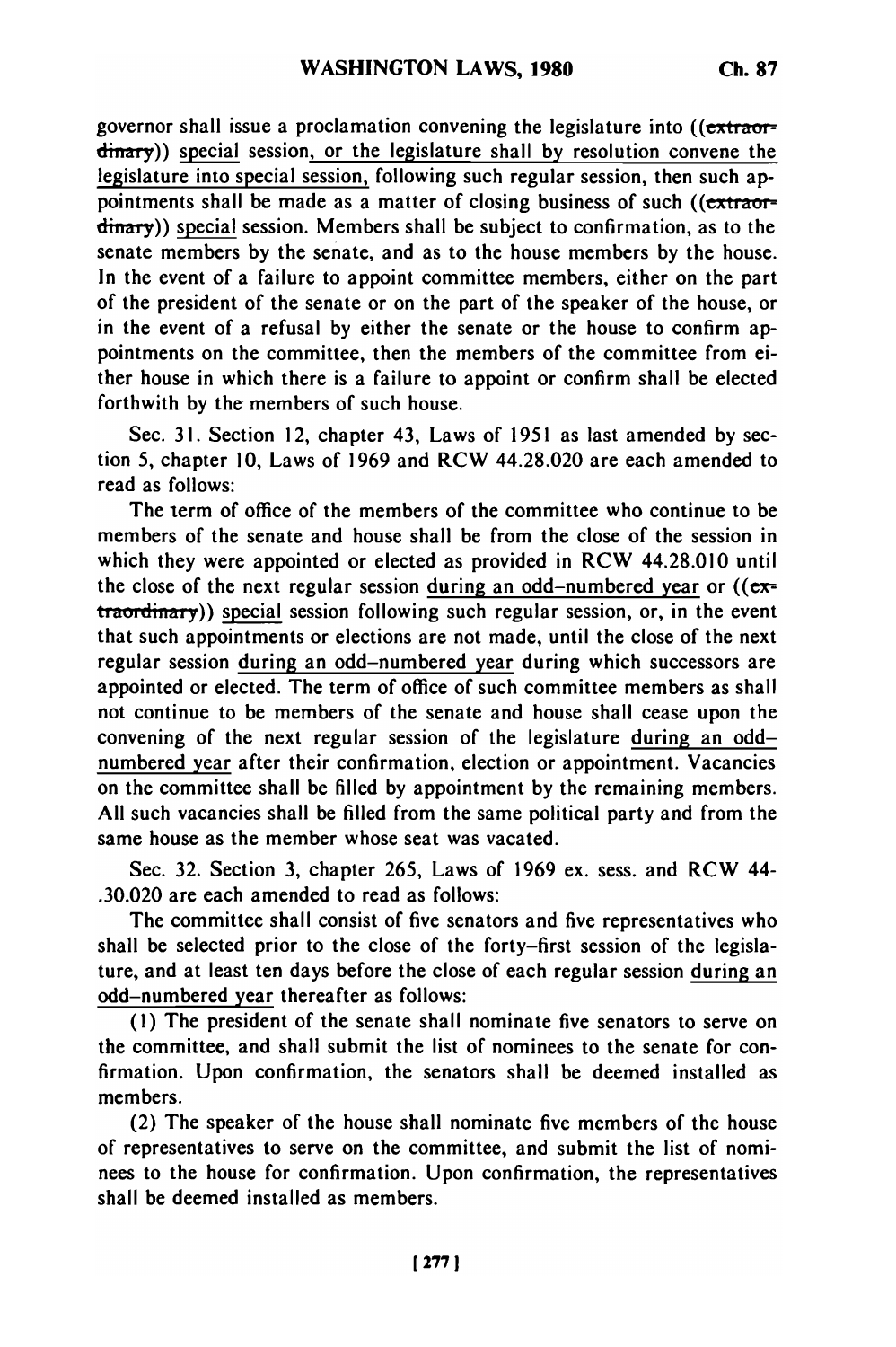governor shall issue a proclamation convening the legislature into ((extraordinary)) special session, or the legislature shall by resolution convene the legislature into special session, following such regular session, then such appointments shall be made as a matter of closing business of such ((extraordinary)) special session. Members shall be subject to confirmation, as to the senate members by the senate, and as to the house members by the house. In the event of a failure to appoint committee members, either on the part of the president of the senate or on the part of the speaker of the house, or in the event of a refusal by either the senate or the house to confirm appointments on the committee, then the members of the committee from either house in which there is a failure to appoint or confirm shall be elected forthwith by the members of such house.

Sec. 31. Section 12, chapter 43, Laws of 1951 as last amended by section 5, chapter 10, Laws of 1969 and RCW 44.28.020 are each amended to read as follows:

The term of office of the members of the committee who continue to be members of the senate and house shall be from the close of the session in which they were appointed or elected as provided in RCW 44.28.010 until the close of the next regular session during an odd-numbered year or ((extraordinary)) special session following such regular session, or, in the event that such appointments or elections are not made, until the close of the next regular session during an odd-numbered year during which successors are appointed or elected. The term of office of such committee members as shall not continue to be members of the senate and house shall cease upon the convening of the next regular session of the legislature during an odd-numbered year after their confirmation, election or appointment. Vacancies on the committee shall be filled by appointment by the remaining members. All such vacancies shall be filled from the same political party and from the same house as the member whose seat was vacated.

Sec. 32. Section 3, chapter 265, Laws of 1969 ex. sess. and RCW 44-.30.020 are each amended to read as follows:

The committee shall consist of five senators and five representatives who shall be selected prior to the close of the forty-first session of the legislature, and at least ten days before the close of each regular session during an odd-numbered year thereafter as follows:

(1) The president of the senate shall nominate five senators to serve on the committee, and shall submit the list of nominees to the senate for confirmation. Upon confirmation, the senators shall be deemed installed as members.

(2) The speaker of the house shall nominate five members of the house of representatives to serve on the committee, and submit the list of nominees to the house for confirmation. Upon confirmation, the representatives shall be deemed installed as members.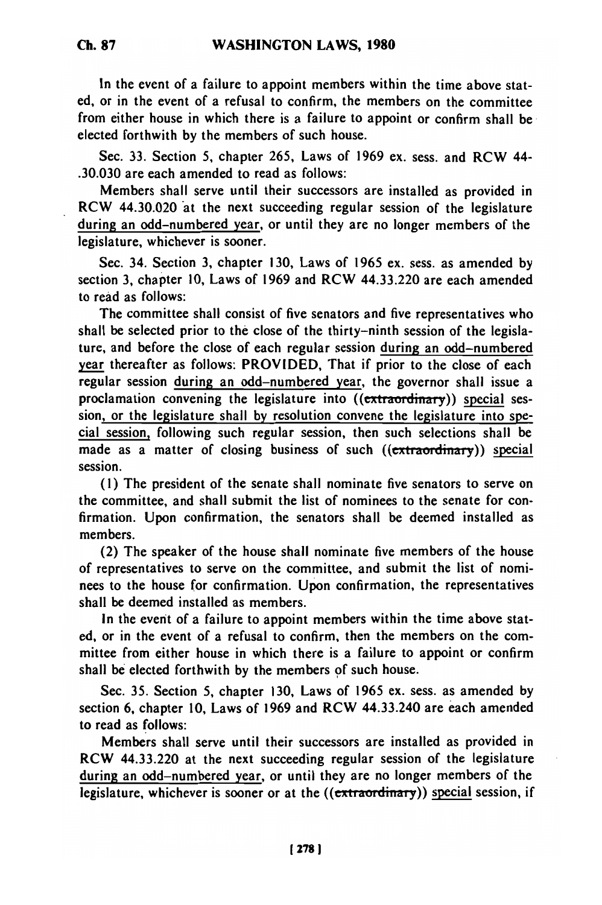In the event of a failure to appoint members within the time above stated, or in the event of a refusal to confirm, the members on the committee from either house in which there is a failure to appoint or confirm shall be elected forthwith by the members of such house.

Sec. 33. Section 5, chapter 265, Laws of 1969 ex. sess. and RCW 44-.30.030 are each amended to read as follows:

Members shall serve until their successors are installed as provided in RCW 44.30.020 at the next succeeding regular session of the legislature during an odd-numbered year, or until they are no longer members of the legislature, whichever is sooner.

Sec. 34. Section 3, chapter 130, Laws of 1965 ex. sess. as amended by section 3, chapter 10, Laws of 1969 and RCW 44.33.220 are each amended to read as follows:

The committee shall consist of five senators and five representatives who shall be selected prior to the close of the thirty-ninth session of the legislature, and before the close of each regular session during an odd-numbered year thereafter as follows: PROVIDED, That if prior to the close of each regular session during an odd-numbered year, the governor shall issue a proclamation convening the legislature into ((extraordinary)) special session, or the legislature shall by resolution convene the legislature into special session, following such regular session, then such selections shall be made as a matter of closing business of such ((extraordinary)) special session.

(1) The president of the senate shall nominate five senators to serve on the committee, and shall submit the list of nominees to the senate for confirmation. Upon confirmation, the senators shall be deemed installed as members.

(2) The speaker of the house shall nominate five members of the house of representatives to serve on the committee, and submit the list of nominees to the house for confirmation. Upon confirmation, the representatives shall be deemed installed as members.

In the event of a failure to appoint members within the time above stated, or in the event of a refusal to confirm, then the members on the committee from either house in which there is a failure to appoint or confirm shall be elected forthwith by the members of such house.

Sec. 35. Section 5, chapter 130, Laws of 1965 ex. sess. as amended by section 6, chapter 10, Laws of 1969 and RCW 44.33.240 are each amended to read as follows:

Members shall serve until their successors are installed as provided in RCW 44.33.220 at the next succeeding regular session of the legislature during an odd-numbered year, or until they are no longer members of the legislature, whichever is sooner or at the ((extraordinary)) special session, if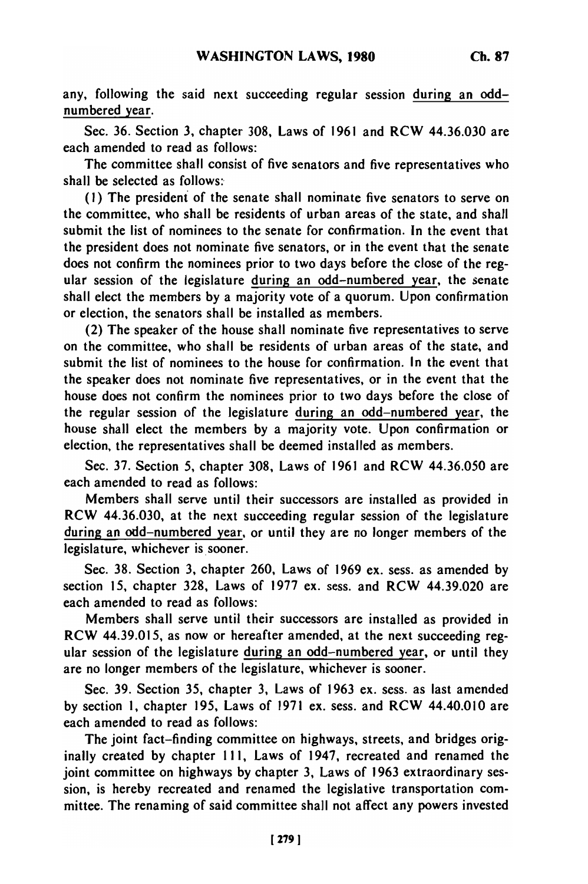any, following the said next succeeding regular session during an odd-numbered year.

Sec. 36. Section 3, chapter 308, Laws of 1961 and RCW 44.36.030 are each amended to read as follows:

The committee shall consist of five senators and five representatives who shall be selected as follows:

(1) The president of the senate shall nominate five senators to serve on the committee, who shall be residents of urban areas of the state, and shall submit the list of nominees to the senate for confirmation. In the event that the president does not nominate five senators, or in the event that the senate does not confirm the nominees prior to two days before the close of the regular session of the legislature during an odd-numbered year, the senate shall elect the members by a majority vote of a quorum. Upon confirmation or election, the senators shall be installed as members.

(2) The speaker of the house shall nominate five representatives to serve on the committee, who shall be residents of urban areas of the state, and submit the list of nominees to the house for confirmation. In the event that the speaker does not nominate five representatives, or in the event that the house does not confirm the nominees prior to two days before the close of the regular session of the legislature during an odd-numbered year, the house shall elect the members by a majority vote. Upon confirmation or election, the representatives shall be deemed installed as members.

Sec. 37. Section 5, chapter 308, Laws of 1961 and RCW 44.36.050 are each amended to read as follows:

Members shall serve until their successors are installed as provided in RCW 44.36.030, at the next succeeding regular session of the legislature during an odd-numbered year, or until they are no longer members of the legislature, whichever is sooner.

Sec. 38. Section 3, chapter 260, Laws of 1969 ex. sess. as amended by section 15, chapter 328, Laws of 1977 ex. sess. and RCW 44.39.020 are each amended to read as follows:

Members shall serve until their successors are installed as provided in RCW 44.39.015, as now or hereafter amended, at the next succeeding regular session of the legislature during an odd-numbered year, or until they are no longer members of the legislature, whichever is sooner.

Sec. 39. Section 35, chapter 3, Laws of 1963 ex. sess. as last amended by section 1, chapter 195, Laws of 1971 ex. sess. and RCW 44.40.010 are each amended to read as follows:

The joint fact-finding committee on highways, streets, and bridges originally created by chapter 111, Laws of 1947, recreated and renamed the joint committee on highways by chapter 3, Laws of 1963 extraordinary session, is hereby recreated and renamed the legislative transportation committee. The renaming of said committee shall not affect any powers invested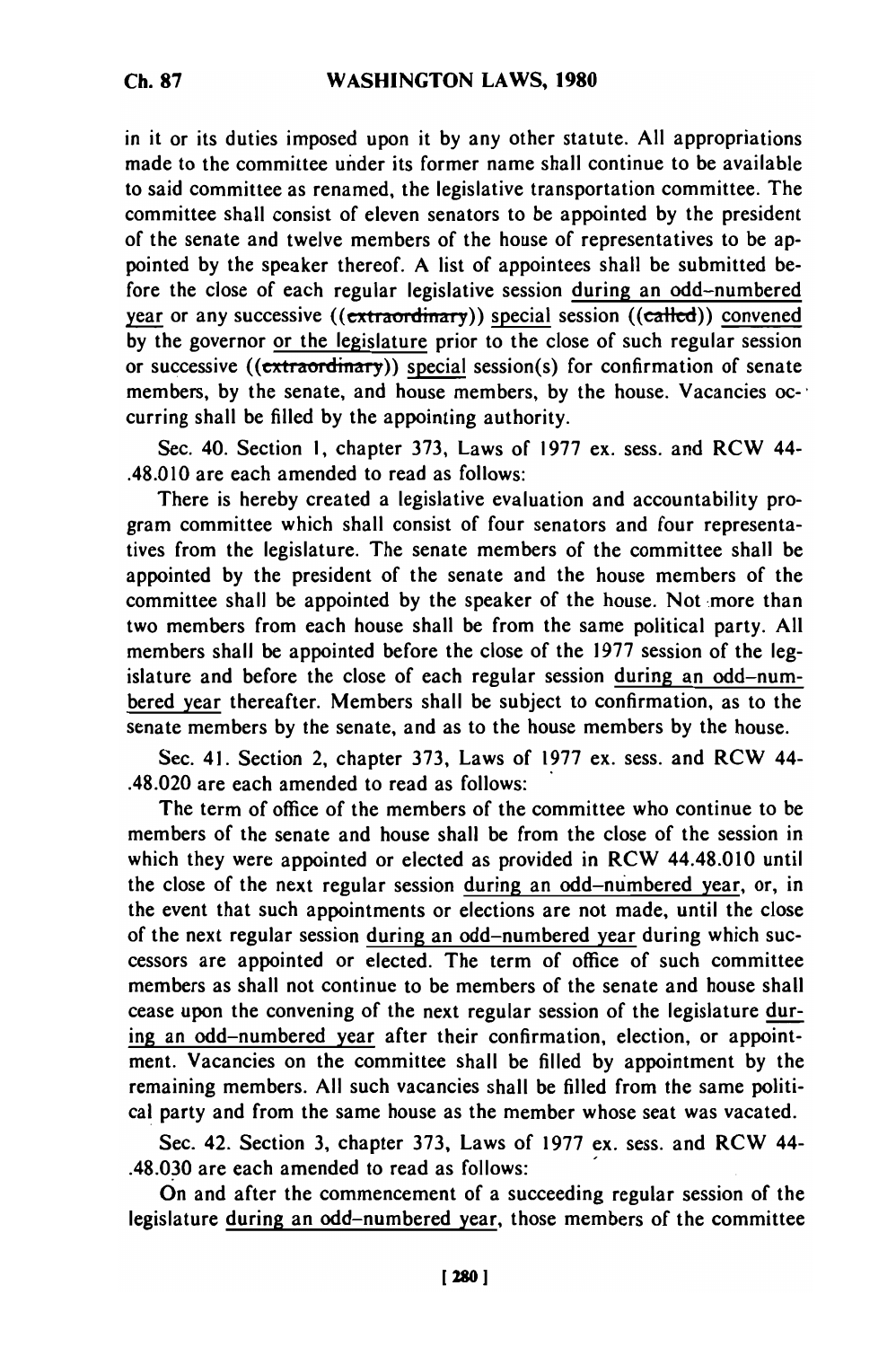in it or its duties imposed upon it by any other statute. All appropriations made to the committee under its former name shall continue to be available to said committee as renamed, the legislative transportation committee. The committee shall consist of eleven senators to be appointed by the president of the senate and twelve members of the house of representatives to be appointed by the speaker thereof. A list of appointees shall be submitted before the close of each regular legislative session during an odd-numbered year or any successive ((~~extraordinary~~)) special session ((~~called~~)) convened by the governor or the legislature prior to the close of such regular session or successive ((~~extraordinary~~)) special session(s) for confirmation of senate members, by the senate, and house members, by the house. Vacancies occurring shall be filled by the appointing authority.

Sec. 40. Section 1, chapter 373, Laws of 1977 ex. sess. and RCW 44-.48.010 are each amended to read as follows:

There is hereby created a legislative evaluation and accountability program committee which shall consist of four senators and four representatives from the legislature. The senate members of the committee shall be appointed by the president of the senate and the house members of the committee shall be appointed by the speaker of the house. Not more than two members from each house shall be from the same political party. All members shall be appointed before the close of the 1977 session of the legislature and before the close of each regular session during an odd-numbered year thereafter. Members shall be subject to confirmation, as to the senate members by the senate, and as to the house members by the house.

Sec. 41. Section 2, chapter 373, Laws of 1977 ex. sess. and RCW 44-.48.020 are each amended to read as follows:

The term of office of the members of the committee who continue to be members of the senate and house shall be from the close of the session in which they were appointed or elected as provided in RCW 44.48.010 until the close of the next regular session during an odd-numbered year, or, in the event that such appointments or elections are not made, until the close of the next regular session during an odd-numbered year during which successors are appointed or elected. The term of office of such committee members as shall not continue to be members of the senate and house shall cease upon the convening of the next regular session of the legislature during an odd-numbered year after their confirmation, election, or appointment. Vacancies on the committee shall be filled by appointment by the remaining members. All such vacancies shall be filled from the same political party and from the same house as the member whose seat was vacated.

Sec. 42. Section 3, chapter 373, Laws of 1977 ex. sess. and RCW 44-.48.030 are each amended to read as follows:

On and after the commencement of a succeeding regular session of the legislature during an odd-numbered year, those members of the committee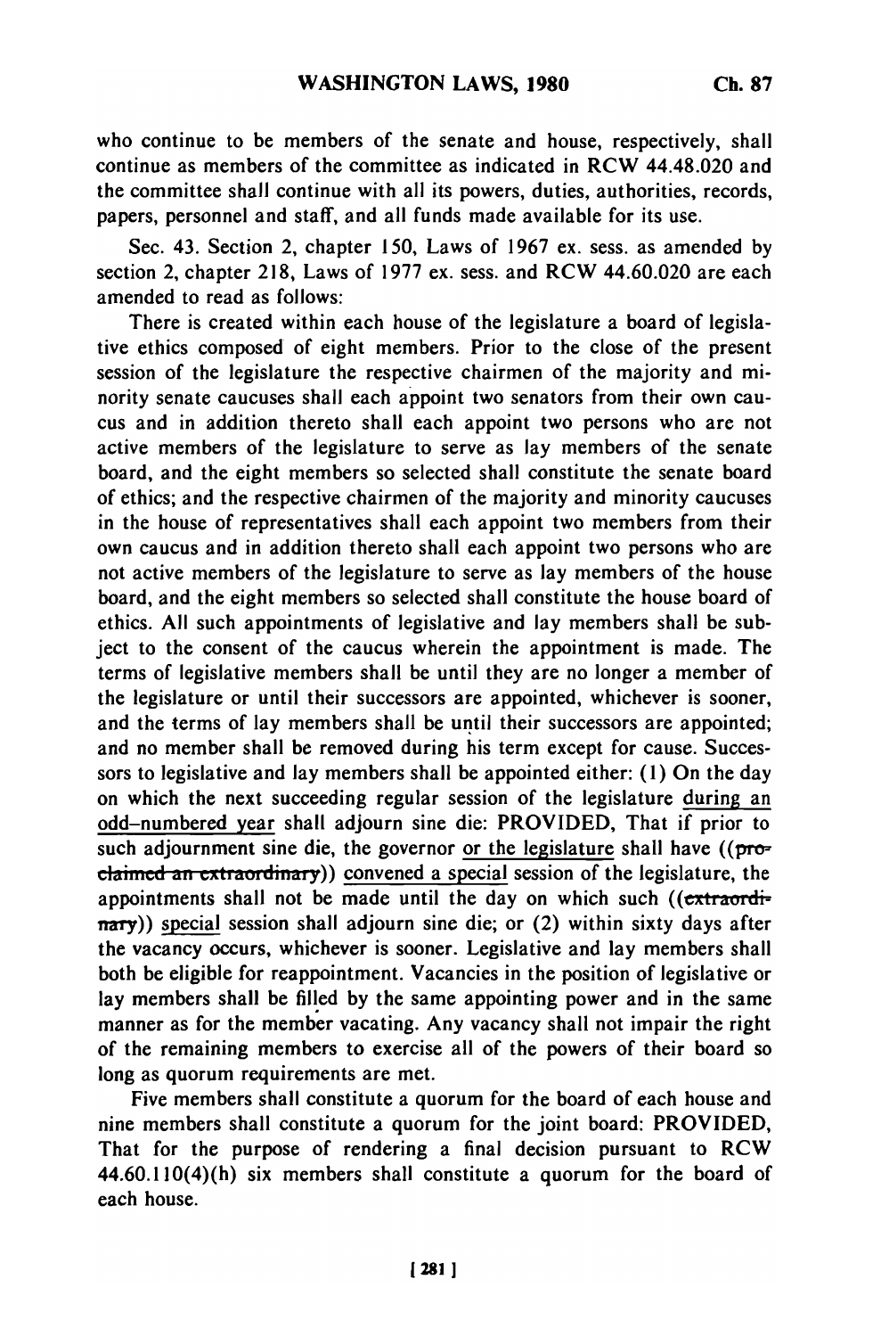who continue to be members of the senate and house, respectively, shall continue as members of the committee as indicated in RCW 44.48.020 and the committee shall continue with all its powers, duties, authorities, records, papers, personnel and staff, and all funds made available for its use.

Sec. 43. Section 2, chapter 150, Laws of 1967 ex. sess. as amended by section 2, chapter 218, Laws of 1977 ex. sess. and RCW 44.60.020 are each amended to read as follows:

There is created within each house of the legislature a board of legislative ethics composed of eight members. Prior to the close of the present session of the legislature the respective chairmen of the majority and minority senate caucuses shall each appoint two senators from their own caucus and in addition thereto shall each appoint two persons who are not active members of the legislature to serve as lay members of the senate board, and the eight members so selected shall constitute the senate board of ethics; and the respective chairmen of the majority and minority caucuses in the house of representatives shall each appoint two members from their own caucus and in addition thereto shall each appoint two persons who are not active members of the legislature to serve as lay members of the house board, and the eight members so selected shall constitute the house board of ethics. All such appointments of legislative and lay members shall be subject to the consent of the caucus wherein the appointment is made. The terms of legislative members shall be until they are no longer a member of the legislature or until their successors are appointed, whichever is sooner, and the terms of lay members shall be until their successors are appointed; and no member shall be removed during his term except for cause. Successors to legislative and lay members shall be appointed either: (1) On the day on which the next succeeding regular session of the legislature during an odd-numbered year shall adjourn sine die: PROVIDED, That if prior to such adjournment sine die, the governor or the legislature shall have ((~~proclaimed an extraordinary~~)) convened a special session of the legislature, the appointments shall not be made until the day on which such ((~~extraordinary~~)) special session shall adjourn sine die; or (2) within sixty days after the vacancy occurs, whichever is sooner. Legislative and lay members shall both be eligible for reappointment. Vacancies in the position of legislative or lay members shall be filled by the same appointing power and in the same manner as for the member vacating. Any vacancy shall not impair the right of the remaining members to exercise all of the powers of their board so long as quorum requirements are met.

Five members shall constitute a quorum for the board of each house and nine members shall constitute a quorum for the joint board: PROVIDED, That for the purpose of rendering a final decision pursuant to RCW 44.60.110(4)(h) six members shall constitute a quorum for the board of each house.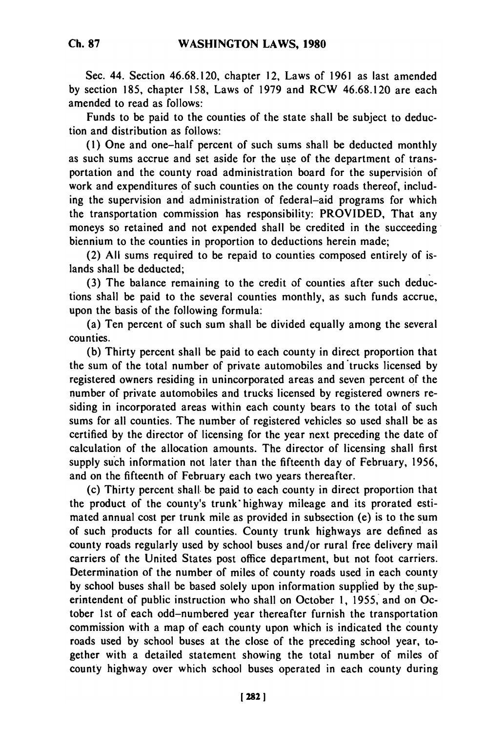Sec. 44. Section 46.68.120, chapter 12, Laws of 1961 as last amended by section 185, chapter 158, Laws of 1979 and RCW 46.68.120 are each amended to read as follows:

Funds to be paid to the counties of the state shall be subject to deduction and distribution as follows:

(1) One and one-half percent of such sums shall be deducted monthly as such sums accrue and set aside for the use of the department of transportation and the county road administration board for the supervision of work and expenditures of such counties on the county roads thereof, including the supervision and administration of federal-aid programs for which the transportation commission has responsibility: PROVIDED, That any moneys so retained and not expended shall be credited in the succeeding biennium to the counties in proportion to deductions herein made;

(2) All sums required to be repaid to counties composed entirely of islands shall be deducted;

(3) The balance remaining to the credit of counties after such deductions shall be paid to the several counties monthly, as such funds accrue, upon the basis of the following formula:

(a) Ten percent of such sum shall be divided equally among the several counties.

(b) Thirty percent shall be paid to each county in direct proportion that the sum of the total number of private automobiles and trucks licensed by registered owners residing in unincorporated areas and seven percent of the number of private automobiles and trucks licensed by registered owners residing in incorporated areas within each county bears to the total of such sums for all counties. The number of registered vehicles so used shall be as certified by the director of licensing for the year next preceding the date of calculation of the allocation amounts. The director of licensing shall first supply such information not later than the fifteenth day of February, 1956, and on the fifteenth of February each two years thereafter.

(c) Thirty percent shall be paid to each county in direct proportion that the product of the county's trunk highway mileage and its prorated estimated annual cost per trunk mile as provided in subsection (e) is to the sum of such products for all counties. County trunk highways are defined as county roads regularly used by school buses and/or rural free delivery mail carriers of the United States post office department, but not foot carriers. Determination of the number of miles of county roads used in each county by school buses shall be based solely upon information supplied by the superintendent of public instruction who shall on October 1, 1955, and on October 1st of each odd-numbered year thereafter furnish the transportation commission with a map of each county upon which is indicated the county roads used by school buses at the close of the preceding school year, together with a detailed statement showing the total number of miles of county highway over which school buses operated in each county during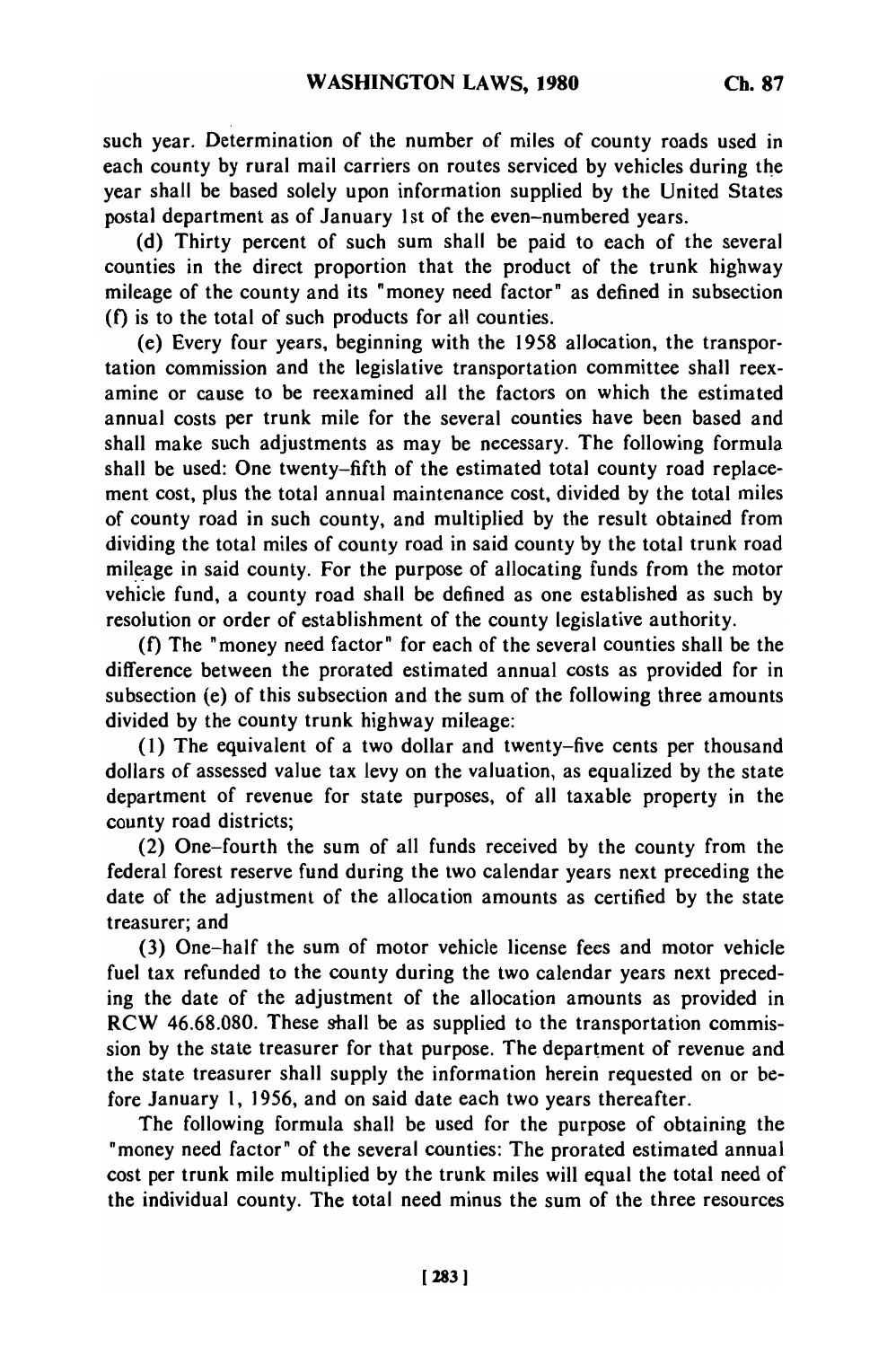such year. Determination of the number of miles of county roads used in each county by rural mail carriers on routes serviced by vehicles during the year shall be based solely upon information supplied by the United States postal department as of January 1st of the even-numbered years.

(d) Thirty percent of such sum shall be paid to each of the several counties in the direct proportion that the product of the trunk highway mileage of the county and its "money need factor" as defined in subsection (f) is to the total of such products for all counties.

(e) Every four years, beginning with the 1958 allocation, the transportation commission and the legislative transportation committee shall reexamine or cause to be reexamined all the factors on which the estimated annual costs per trunk mile for the several counties have been based and shall make such adjustments as may be necessary. The following formula shall be used: One twenty-fifth of the estimated total county road replacement cost, plus the total annual maintenance cost, divided by the total miles of county road in such county, and multiplied by the result obtained from dividing the total miles of county road in said county by the total trunk road mileage in said county. For the purpose of allocating funds from the motor vehicle fund, a county road shall be defined as one established as such by resolution or order of establishment of the county legislative authority.

(f) The "money need factor" for each of the several counties shall be the difference between the prorated estimated annual costs as provided for in subsection (e) of this subsection and the sum of the following three amounts divided by the county trunk highway mileage:

(1) The equivalent of a two dollar and twenty-five cents per thousand dollars of assessed value tax levy on the valuation, as equalized by the state department of revenue for state purposes, of all taxable property in the county road districts;

(2) One-fourth the sum of all funds received by the county from the federal forest reserve fund during the two calendar years next preceding the date of the adjustment of the allocation amounts as certified by the state treasurer; and

(3) One-half the sum of motor vehicle license fees and motor vehicle fuel tax refunded to the county during the two calendar years next preceding the date of the adjustment of the allocation amounts as provided in RCW 46.68.080. These shall be as supplied to the transportation commission by the state treasurer for that purpose. The department of revenue and the state treasurer shall supply the information herein requested on or before January 1, 1956, and on said date each two years thereafter.

The following formula shall be used for the purpose of obtaining the "money need factor" of the several counties: The prorated estimated annual cost per trunk mile multiplied by the trunk miles will equal the total need of the individual county. The total need minus the sum of the three resources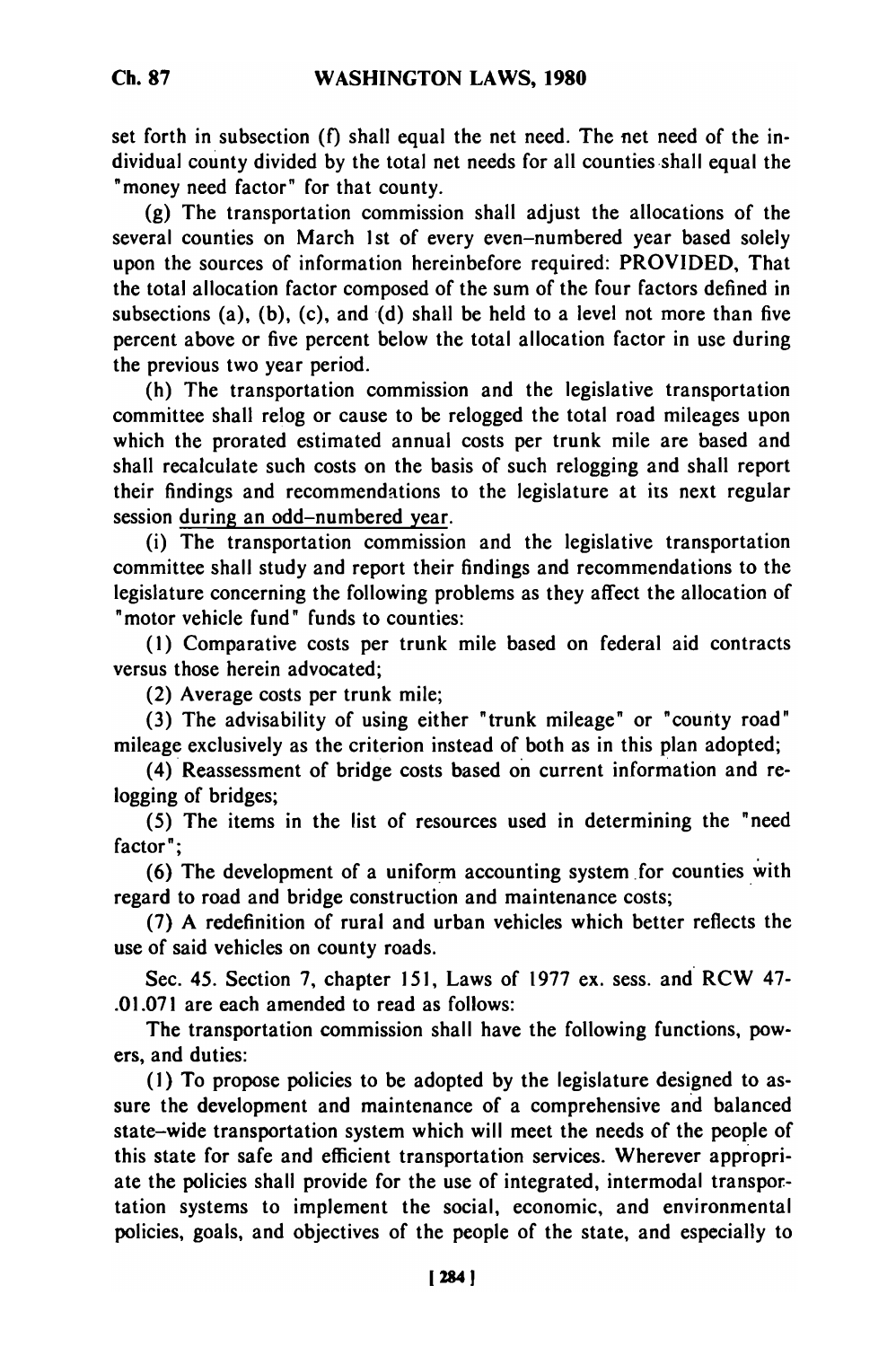set forth in subsection (f) shall equal the net need. The net need of the individual county divided by the total net needs for all counties shall equal the "money need factor" for that county.

(g) The transportation commission shall adjust the allocations of the several counties on March 1st of every even-numbered year based solely upon the sources of information hereinbefore required: PROVIDED, That the total allocation factor composed of the sum of the four factors defined in subsections (a), (b), (c), and (d) shall be held to a level not more than five percent above or five percent below the total allocation factor in use during the previous two year period.

(h) The transportation commission and the legislative transportation committee shall relog or cause to be relogged the total road mileages upon which the prorated estimated annual costs per trunk mile are based and shall recalculate such costs on the basis of such relogging and shall report their findings and recommendations to the legislature at its next regular session <u>during an odd-numbered year</u>.

(i) The transportation commission and the legislative transportation committee shall study and report their findings and recommendations to the legislature concerning the following problems as they affect the allocation of "motor vehicle fund" funds to counties:

(1) Comparative costs per trunk mile based on federal aid contracts versus those herein advocated;

(2) Average costs per trunk mile;

(3) The advisability of using either "trunk mileage" or "county road" mileage exclusively as the criterion instead of both as in this plan adopted;

(4) Reassessment of bridge costs based on current information and relogging of bridges;

(5) The items in the list of resources used in determining the "need factor";

(6) The development of a uniform accounting system for counties with regard to road and bridge construction and maintenance costs;

(7) A redefinition of rural and urban vehicles which better reflects the use of said vehicles on county roads.

Sec. 45. Section 7, chapter 151, Laws of 1977 ex. sess. and RCW 47-.01.071 are each amended to read as follows:

The transportation commission shall have the following functions, powers, and duties:

(1) To propose policies to be adopted by the legislature designed to assure the development and maintenance of a comprehensive and balanced state-wide transportation system which will meet the needs of the people of this state for safe and efficient transportation services. Wherever appropriate the policies shall provide for the use of integrated, intermodal transportation systems to implement the social, economic, and environmental policies, goals, and objectives of the people of the state, and especially to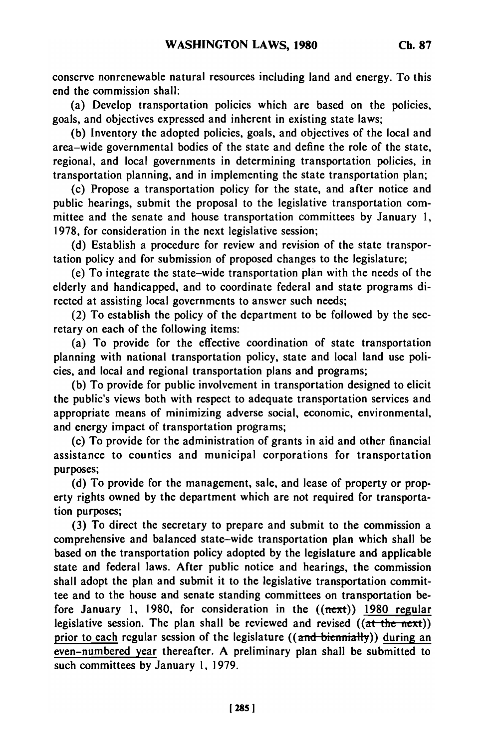conserve nonrenewable natural resources including land and energy. To this end the commission shall:

(a) Develop transportation policies which are based on the policies, goals, and objectives expressed and inherent in existing state laws;

(b) Inventory the adopted policies, goals, and objectives of the local and area-wide governmental bodies of the state and define the role of the state, regional, and local governments in determining transportation policies, in transportation planning, and in implementing the state transportation plan;

(c) Propose a transportation policy for the state, and after notice and public hearings, submit the proposal to the legislative transportation committee and the senate and house transportation committees by January 1, 1978, for consideration in the next legislative session;

(d) Establish a procedure for review and revision of the state transportation policy and for submission of proposed changes to the legislature;

(e) To integrate the state-wide transportation plan with the needs of the elderly and handicapped, and to coordinate federal and state programs directed at assisting local governments to answer such needs;

(2) To establish the policy of the department to be followed by the secretary on each of the following items:

(a) To provide for the effective coordination of state transportation planning with national transportation policy, state and local land use policies, and local and regional transportation plans and programs;

(b) To provide for public involvement in transportation designed to elicit the public's views both with respect to adequate transportation services and appropriate means of minimizing adverse social, economic, environmental, and energy impact of transportation programs;

(c) To provide for the administration of grants in aid and other financial assistance to counties and municipal corporations for transportation purposes;

(d) To provide for the management, sale, and lease of property or property rights owned by the department which are not required for transportation purposes;

(3) To direct the secretary to prepare and submit to the commission a comprehensive and balanced state-wide transportation plan which shall be based on the transportation policy adopted by the legislature and applicable state and federal laws. After public notice and hearings, the commission shall adopt the plan and submit it to the legislative transportation committee and to the house and senate standing committees on transportation before January 1, 1980, for consideration in the ((~~next~~)) <u>1980 regular</u> legislative session. The plan shall be reviewed and revised ((~~at the next~~)) <u>prior to each</u> regular session of the legislature ((~~and biennially~~)) <u>during an even-numbered year</u> thereafter. A preliminary plan shall be submitted to such committees by January 1, 1979.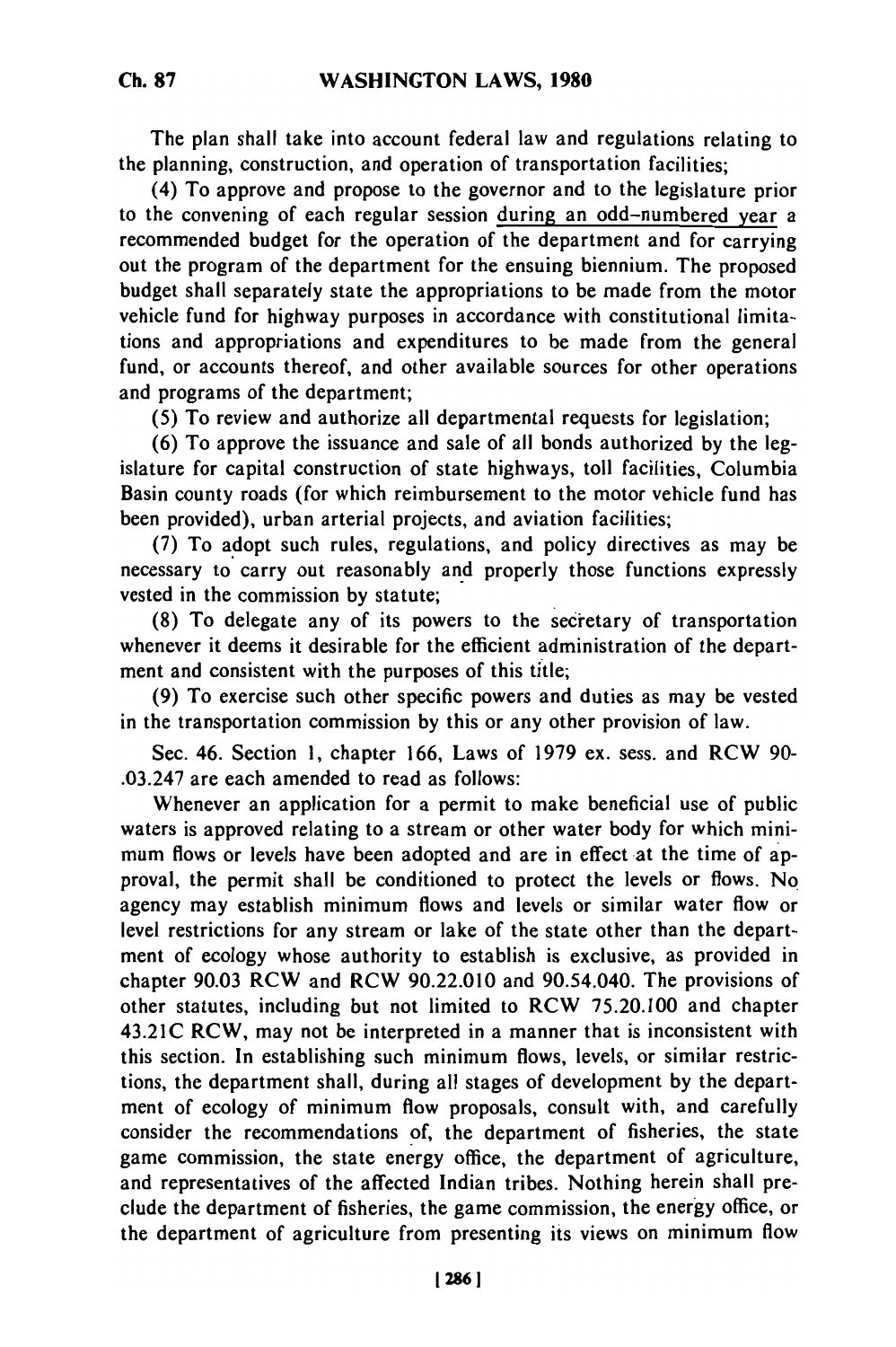The plan shall take into account federal law and regulations relating to the planning, construction, and operation of transportation facilities;

(4) To approve and propose to the governor and to the legislature prior to the convening of each regular session during an odd-numbered year a recommended budget for the operation of the department and for carrying out the program of the department for the ensuing biennium. The proposed budget shall separately state the appropriations to be made from the motor vehicle fund for highway purposes in accordance with constitutional limitations and appropriations and expenditures to be made from the general fund, or accounts thereof, and other available sources for other operations and programs of the department;

(5) To review and authorize all departmental requests for legislation;

(6) To approve the issuance and sale of all bonds authorized by the legislature for capital construction of state highways, toll facilities, Columbia Basin county roads (for which reimbursement to the motor vehicle fund has been provided), urban arterial projects, and aviation facilities;

(7) To adopt such rules, regulations, and policy directives as may be necessary to carry out reasonably and properly those functions expressly vested in the commission by statute;

(8) To delegate any of its powers to the secretary of transportation whenever it deems it desirable for the efficient administration of the department and consistent with the purposes of this title;

(9) To exercise such other specific powers and duties as may be vested in the transportation commission by this or any other provision of law.

Sec. 46. Section 1, chapter 166, Laws of 1979 ex. sess. and RCW 90-.03.247 are each amended to read as follows:

Whenever an application for a permit to make beneficial use of public waters is approved relating to a stream or other water body for which minimum flows or levels have been adopted and are in effect at the time of approval, the permit shall be conditioned to protect the levels or flows. No agency may establish minimum flows and levels or similar water flow or level restrictions for any stream or lake of the state other than the department of ecology whose authority to establish is exclusive, as provided in chapter 90.03 RCW and RCW 90.22.010 and 90.54.040. The provisions of other statutes, including but not limited to RCW 75.20.100 and chapter 43.21C RCW, may not be interpreted in a manner that is inconsistent with this section. In establishing such minimum flows, levels, or similar restrictions, the department shall, during all stages of development by the department of ecology of minimum flow proposals, consult with, and carefully consider the recommendations of, the department of fisheries, the state game commission, the state energy office, the department of agriculture, and representatives of the affected Indian tribes. Nothing herein shall preclude the department of fisheries, the game commission, the energy office, or the department of agriculture from presenting its views on minimum flow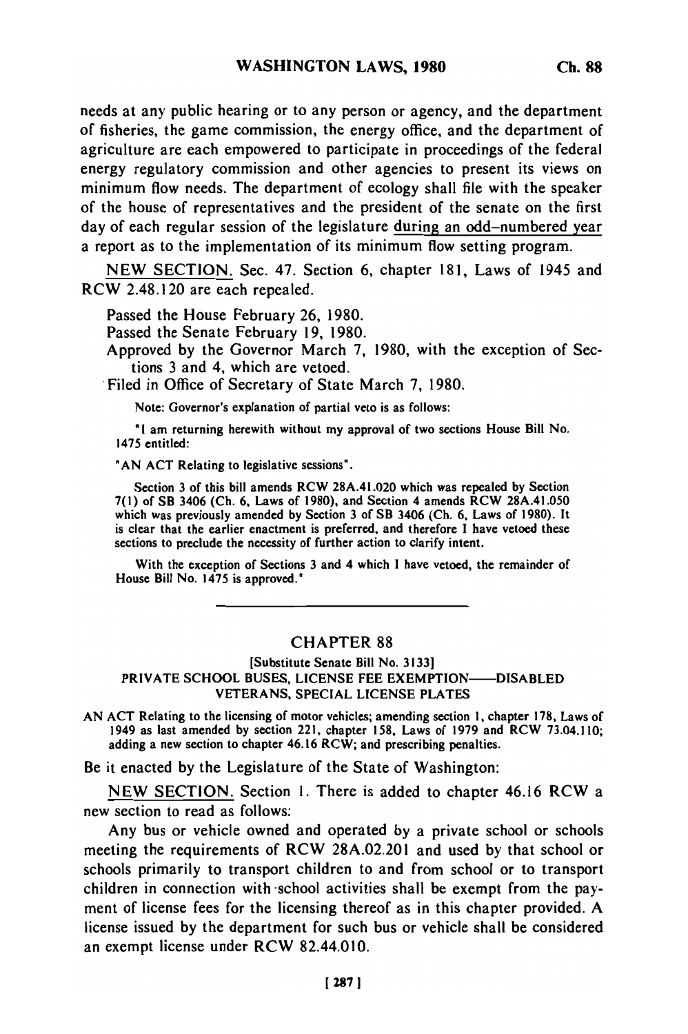needs at any public hearing or to any person or agency, and the department of fisheries, the game commission, the energy office, and the department of agriculture are each empowered to participate in proceedings of the federal energy regulatory commission and other agencies to present its views on minimum flow needs. The department of ecology shall file with the speaker of the house of representatives and the president of the senate on the first day of each regular session of the legislature during an odd-numbered year a report as to the implementation of its minimum flow setting program.

NEW SECTION. Sec. 47. Section 6, chapter 181, Laws of 1945 and RCW 2.48.120 are each repealed.

Passed the House February 26, 1980.

Passed the Senate February 19, 1980.

Approved by the Governor March 7, 1980, with the exception of Sections 3 and 4, which are vetoed.

Filed in Office of Secretary of State March 7, 1980.

Note: Governor's explanation of partial veto is as follows:

"I am returning herewith without my approval of two sections House Bill No. 1475 entitled:

"AN ACT Relating to legislative sessions".

Section 3 of this bill amends RCW 28A.41.020 which was repealed by Section 7(1) of SB 3406 (Ch. 6, Laws of 1980), and Section 4 amends RCW 28A.41.050 which was previously amended by Section 3 of SB 3406 (Ch. 6, Laws of 1980). It is clear that the earlier enactment is preferred, and therefore I have vetoed these sections to preclude the necessity of further action to clarify intent.

With the exception of Sections 3 and 4 which I have vetoed, the remainder of House Bill No. 1475 is approved."

---

## CHAPTER 88

[Substitute Senate Bill No. 3133]

PRIVATE SCHOOL BUSES, LICENSE FEE EXEMPTION——DISABLED VETERANS, SPECIAL LICENSE PLATES

AN ACT Relating to the licensing of motor vehicles; amending section 1, chapter 178, Laws of 1949 as last amended by section 221, chapter 158, Laws of 1979 and RCW 73.04.110; adding a new section to chapter 46.16 RCW; and prescribing penalties.

Be it enacted by the Legislature of the State of Washington:

NEW SECTION. Section 1. There is added to chapter 46.16 RCW a new section to read as follows:

Any bus or vehicle owned and operated by a private school or schools meeting the requirements of RCW 28A.02.201 and used by that school or schools primarily to transport children to and from school or to transport children in connection with school activities shall be exempt from the payment of license fees for the licensing thereof as in this chapter provided. A license issued by the department for such bus or vehicle shall be considered an exempt license under RCW 82.44.010.